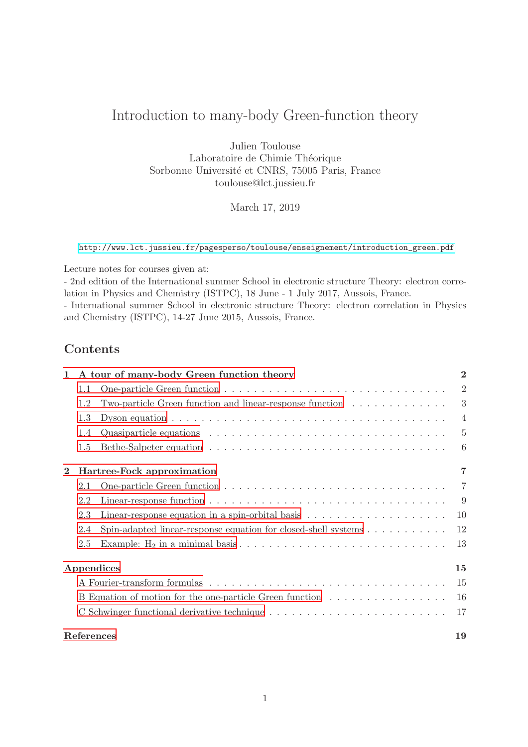# Introduction to many-body Green-function theory

Julien Toulouse
Laboratoire de Chimie Théorique
Sorbonne Université et CNRS, 75005 Paris, France
toulouse@lct.jussieu.fr

March 17, 2019

http://www.lct.jussieu.fr/pagesperso/toulouse/enseignement/introduction_green.pdf

Lecture notes for courses given at:
- 2nd edition of the International summer School in electronic structure Theory: electron correlation in Physics and Chemistry (ISTPC), 18 June - 1 July 2017, Aussois, France.
- International summer School in electronic structure Theory: electron correlation in Physics and Chemistry (ISTPC), 14-27 June 2015, Aussois, France.

## Contents

**1 A tour of many-body Green function theory** — **2**
- 1.1 One-particle Green function — 2
- 1.2 Two-particle Green function and linear-response function — 3
- 1.3 Dyson equation — 4
- 1.4 Quasiparticle equations — 5
- 1.5 Bethe-Salpeter equation — 6

**2 Hartree-Fock approximation** — **7**
- 2.1 One-particle Green function — 7
- 2.2 Linear-response function — 9
- 2.3 Linear-response equation in a spin-orbital basis — 10
- 2.4 Spin-adapted linear-response equation for closed-shell systems — 12
- 2.5 Example: $H_2$ in a minimal basis — 13

**Appendices** — **15**
- A Fourier-transform formulas — 15
- B Equation of motion for the one-particle Green function — 16
- C Schwinger functional derivative technique — 17

**References** — **19**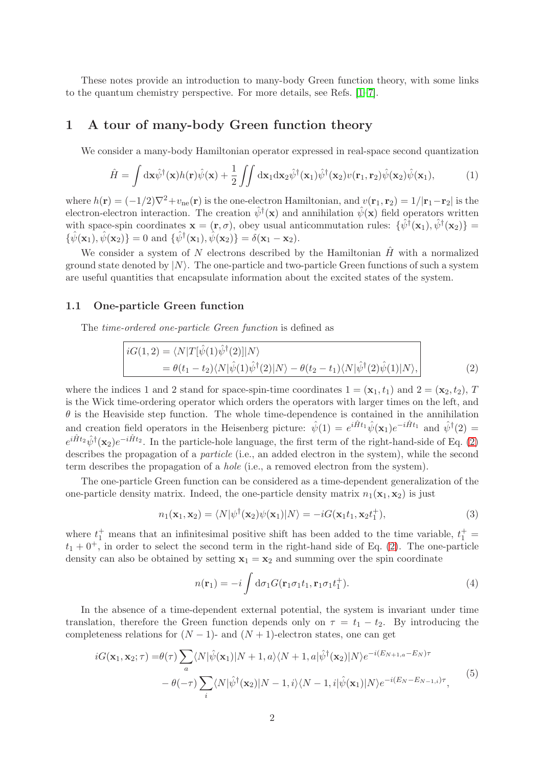These notes provide an introduction to many-body Green function theory, with some links to the quantum chemistry perspective. For more details, see Refs. [1–7].

## 1 A tour of many-body Green function theory

We consider a many-body Hamiltonian operator expressed in real-space second quantization

$$\hat{H} = \int \mathrm{d}\mathbf{x} \hat{\psi}^\dagger(\mathbf{x}) h(\mathbf{r}) \hat{\psi}(\mathbf{x}) + \frac{1}{2} \iint \mathrm{d}\mathbf{x}_1 \mathrm{d}\mathbf{x}_2 \hat{\psi}^\dagger(\mathbf{x}_1) \hat{\psi}^\dagger(\mathbf{x}_2) v(\mathbf{r}_1, \mathbf{r}_2) \hat{\psi}(\mathbf{x}_2) \hat{\psi}(\mathbf{x}_1), \tag{1}$$

where $h(\mathbf{r}) = (-1/2)\nabla^2 + v_{\mathrm{ne}}(\mathbf{r})$ is the one-electron Hamiltonian, and $v(\mathbf{r}_1, \mathbf{r}_2) = 1/|\mathbf{r}_1 - \mathbf{r}_2|$ is the electron-electron interaction. The creation $\hat{\psi}^\dagger(\mathbf{x})$ and annihilation $\hat{\psi}(\mathbf{x})$ field operators written with space-spin coordinates $\mathbf{x} = (\mathbf{r}, \sigma)$, obey usual anticommutation rules: $\{\hat{\psi}^\dagger(\mathbf{x}_1), \hat{\psi}^\dagger(\mathbf{x}_2)\} = \{\hat{\psi}(\mathbf{x}_1), \hat{\psi}(\mathbf{x}_2)\} = 0$ and $\{\hat{\psi}^\dagger(\mathbf{x}_1), \hat{\psi}(\mathbf{x}_2)\} = \delta(\mathbf{x}_1 - \mathbf{x}_2)$.

We consider a system of $N$ electrons described by the Hamiltonian $\hat{H}$ with a normalized ground state denoted by $|N\rangle$. The one-particle and two-particle Green functions of such a system are useful quantities that encapsulate information about the excited states of the system.

### 1.1 One-particle Green function

The *time-ordered one-particle Green function* is defined as

$$\boxed{\begin{aligned} iG(1,2) &= \langle N|T[\hat{\psi}(1)\hat{\psi}^\dagger(2)]|N\rangle \\ &= \theta(t_1 - t_2)\langle N|\hat{\psi}(1)\hat{\psi}^\dagger(2)|N\rangle - \theta(t_2 - t_1)\langle N|\hat{\psi}^\dagger(2)\hat{\psi}(1)|N\rangle, \end{aligned}} \tag{2}$$

where the indices 1 and 2 stand for space-spin-time coordinates $1 = (\mathbf{x}_1, t_1)$ and $2 = (\mathbf{x}_2, t_2)$, $T$ is the Wick time-ordering operator which orders the operators with larger times on the left, and $\theta$ is the Heaviside step function. The whole time-dependence is contained in the annihilation and creation field operators in the Heisenberg picture: $\hat{\psi}(1) = e^{i\hat{H}t_1}\hat{\psi}(\mathbf{x}_1)e^{-i\hat{H}t_1}$ and $\hat{\psi}^\dagger(2) = e^{i\hat{H}t_2}\hat{\psi}^\dagger(\mathbf{x}_2)e^{-i\hat{H}t_2}$. In the particle-hole language, the first term of the right-hand-side of Eq. (2) describes the propagation of a *particle* (i.e., an added electron in the system), while the second term describes the propagation of a *hole* (i.e., a removed electron from the system).

The one-particle Green function can be considered as a time-dependent generalization of the one-particle density matrix. Indeed, the one-particle density matrix $n_1(\mathbf{x}_1, \mathbf{x}_2)$ is just

$$n_1(\mathbf{x}_1, \mathbf{x}_2) = \langle N|\psi^\dagger(\mathbf{x}_2)\psi(\mathbf{x}_1)|N\rangle = -iG(\mathbf{x}_1 t_1, \mathbf{x}_2 t_1^+), \tag{3}$$

where $t_1^+$ means that an infinitesimal positive shift has been added to the time variable, $t_1^+ = t_1 + 0^+$, in order to select the second term in the right-hand side of Eq. (2). The one-particle density can also be obtained by setting $\mathbf{x}_1 = \mathbf{x}_2$ and summing over the spin coordinate

$$n(\mathbf{r}_1) = -i \int \mathrm{d}\sigma_1 G(\mathbf{r}_1\sigma_1 t_1, \mathbf{r}_1\sigma_1 t_1^+). \tag{4}$$

In the absence of a time-dependent external potential, the system is invariant under time translation, therefore the Green function depends only on $\tau = t_1 - t_2$. By introducing the completeness relations for $(N-1)$- and $(N+1)$-electron states, one can get

$$\begin{aligned} iG(\mathbf{x}_1, \mathbf{x}_2; \tau) =& \theta(\tau) \sum_a \langle N|\hat{\psi}(\mathbf{x}_1)|N+1, a\rangle\langle N+1, a|\hat{\psi}^\dagger(\mathbf{x}_2)|N\rangle e^{-i(E_{N+1,a} - E_N)\tau} \\ &- \theta(-\tau) \sum_i \langle N|\hat{\psi}^\dagger(\mathbf{x}_2)|N-1, i\rangle\langle N-1, i|\hat{\psi}(\mathbf{x}_1)|N\rangle e^{-i(E_N - E_{N-1,i})\tau}, \end{aligned} \tag{5}$$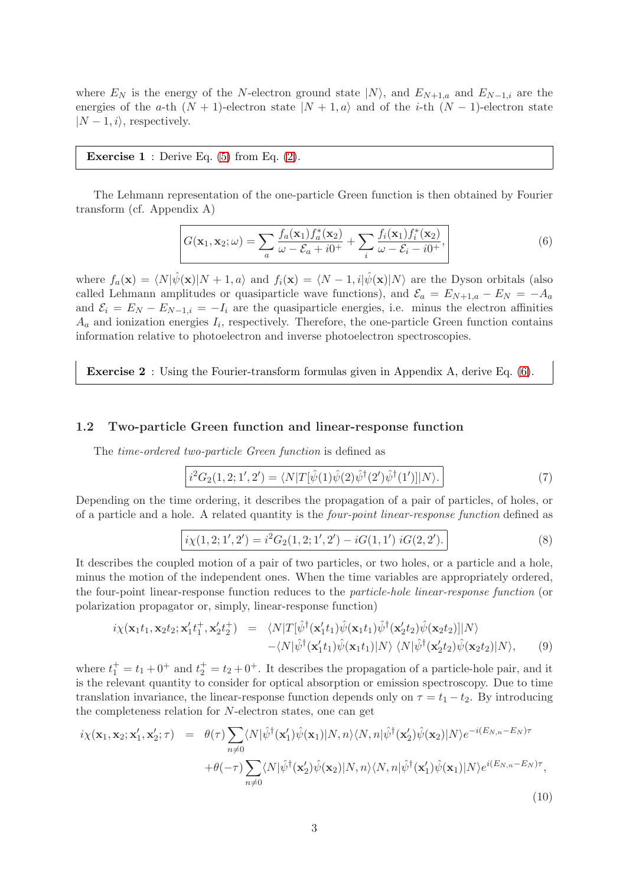where $E_N$ is the energy of the $N$-electron ground state $|N\rangle$, and $E_{N+1,a}$ and $E_{N-1,i}$ are the energies of the $a$-th $(N+1)$-electron state $|N+1,a\rangle$ and of the $i$-th $(N-1)$-electron state $|N-1,i\rangle$, respectively.

**Exercise 1** : Derive Eq. (5) from Eq. (2).

The Lehmann representation of the one-particle Green function is then obtained by Fourier transform (cf. Appendix A)

$$G(\mathbf{x}_1, \mathbf{x}_2; \omega) = \sum_a \frac{f_a(\mathbf{x}_1) f_a^*(\mathbf{x}_2)}{\omega - \mathcal{E}_a + i0^+} + \sum_i \frac{f_i(\mathbf{x}_1) f_i^*(\mathbf{x}_2)}{\omega - \mathcal{E}_i - i0^+}, \tag{6}$$

where $f_a(\mathbf{x}) = \langle N|\hat{\psi}(\mathbf{x})|N+1,a\rangle$ and $f_i(\mathbf{x}) = \langle N-1,i|\hat{\psi}(\mathbf{x})|N\rangle$ are the Dyson orbitals (also called Lehmann amplitudes or quasiparticle wave functions), and $\mathcal{E}_a = E_{N+1,a} - E_N = -A_a$ and $\mathcal{E}_i = E_N - E_{N-1,i} = -I_i$ are the quasiparticle energies, i.e. minus the electron affinities $A_a$ and ionization energies $I_i$, respectively. Therefore, the one-particle Green function contains information relative to photoelectron and inverse photoelectron spectroscopies.

**Exercise 2** : Using the Fourier-transform formulas given in Appendix A, derive Eq. (6).

### 1.2 Two-particle Green function and linear-response function

The *time-ordered two-particle Green function* is defined as

$$i^2 G_2(1,2;1',2') = \langle N|T[\hat{\psi}(1)\hat{\psi}(2)\hat{\psi}^\dagger(2')\hat{\psi}^\dagger(1')]|N\rangle. \tag{7}$$

Depending on the time ordering, it describes the propagation of a pair of particles, of holes, or of a particle and a hole. A related quantity is the *four-point linear-response function* defined as

$$i\chi(1,2;1',2') = i^2 G_2(1,2;1',2') - iG(1,1')\, iG(2,2'). \tag{8}$$

It describes the coupled motion of a pair of two particles, or two holes, or a particle and a hole, minus the motion of the independent ones. When the time variables are appropriately ordered, the four-point linear-response function reduces to the *particle-hole linear-response function* (or polarization propagator or, simply, linear-response function)

$$\begin{aligned} i\chi(\mathbf{x}_1 t_1, \mathbf{x}_2 t_2; \mathbf{x}_1' t_1^+, \mathbf{x}_2' t_2^+) &= \langle N|T[\hat{\psi}^\dagger(\mathbf{x}_1' t_1)\hat{\psi}(\mathbf{x}_1 t_1)\hat{\psi}^\dagger(\mathbf{x}_2' t_2)\hat{\psi}(\mathbf{x}_2 t_2)]|N\rangle \\ &\quad -\langle N|\hat{\psi}^\dagger(\mathbf{x}_1' t_1)\hat{\psi}(\mathbf{x}_1 t_1)|N\rangle\, \langle N|\hat{\psi}^\dagger(\mathbf{x}_2' t_2)\hat{\psi}(\mathbf{x}_2 t_2)|N\rangle, \end{aligned} \tag{9}$$

where $t_1^+ = t_1 + 0^+$ and $t_2^+ = t_2 + 0^+$. It describes the propagation of a particle-hole pair, and it is the relevant quantity to consider for optical absorption or emission spectroscopy. Due to time translation invariance, the linear-response function depends only on $\tau = t_1 - t_2$. By introducing the completeness relation for $N$-electron states, one can get

$$\begin{aligned} i\chi(\mathbf{x}_1, \mathbf{x}_2; \mathbf{x}_1', \mathbf{x}_2'; \tau) &= \theta(\tau) \sum_{n \neq 0} \langle N|\hat{\psi}^\dagger(\mathbf{x}_1')\hat{\psi}(\mathbf{x}_1)|N,n\rangle \langle N,n|\hat{\psi}^\dagger(\mathbf{x}_2')\hat{\psi}(\mathbf{x}_2)|N\rangle e^{-i(E_{N,n}-E_N)\tau} \\ &\quad +\theta(-\tau) \sum_{n \neq 0} \langle N|\hat{\psi}^\dagger(\mathbf{x}_2')\hat{\psi}(\mathbf{x}_2)|N,n\rangle \langle N,n|\hat{\psi}^\dagger(\mathbf{x}_1')\hat{\psi}(\mathbf{x}_1)|N\rangle e^{i(E_{N,n}-E_N)\tau}, \end{aligned} \tag{10}$$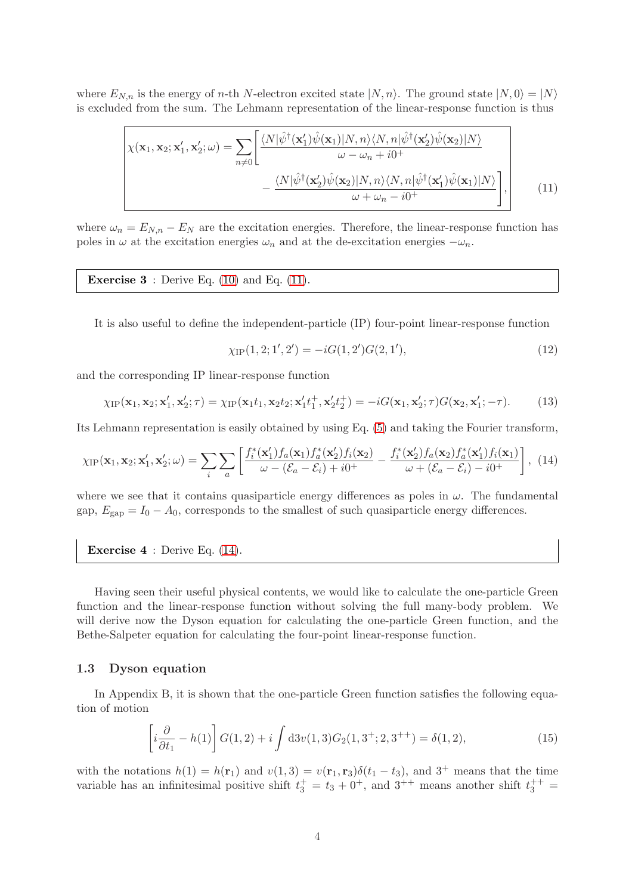where $E_{N,n}$ is the energy of $n$-th $N$-electron excited state $|N, n\rangle$. The ground state $|N, 0\rangle = |N\rangle$ is excluded from the sum. The Lehmann representation of the linear-response function is thus

$$\chi(\mathbf{x}_1, \mathbf{x}_2; \mathbf{x}_1', \mathbf{x}_2'; \omega) = \sum_{n \neq 0} \left[ \frac{\langle N|\hat{\psi}^\dagger(\mathbf{x}_1')\hat{\psi}(\mathbf{x}_1)|N, n\rangle\langle N, n|\hat{\psi}^\dagger(\mathbf{x}_2')\hat{\psi}(\mathbf{x}_2)|N\rangle}{\omega - \omega_n + i0^+} - \frac{\langle N|\hat{\psi}^\dagger(\mathbf{x}_2')\hat{\psi}(\mathbf{x}_2)|N, n\rangle\langle N, n|\hat{\psi}^\dagger(\mathbf{x}_1')\hat{\psi}(\mathbf{x}_1)|N\rangle}{\omega + \omega_n - i0^+} \right], \tag{11}$$

where $\omega_n = E_{N,n} - E_N$ are the excitation energies. Therefore, the linear-response function has poles in $\omega$ at the excitation energies $\omega_n$ and at the de-excitation energies $-\omega_n$.

**Exercise 3** : Derive Eq. (10) and Eq. (11).

It is also useful to define the independent-particle (IP) four-point linear-response function

$$\chi_{\text{IP}}(1, 2; 1', 2') = -iG(1, 2')G(2, 1'), \tag{12}$$

and the corresponding IP linear-response function

$$\chi_{\text{IP}}(\mathbf{x}_1, \mathbf{x}_2; \mathbf{x}_1', \mathbf{x}_2'; \tau) = \chi_{\text{IP}}(\mathbf{x}_1 t_1, \mathbf{x}_2 t_2; \mathbf{x}_1' t_1^+, \mathbf{x}_2' t_2^+) = -iG(\mathbf{x}_1, \mathbf{x}_2'; \tau)G(\mathbf{x}_2, \mathbf{x}_1'; -\tau). \tag{13}$$

Its Lehmann representation is easily obtained by using Eq. (5) and taking the Fourier transform,

$$\chi_{\text{IP}}(\mathbf{x}_1, \mathbf{x}_2; \mathbf{x}_1', \mathbf{x}_2'; \omega) = \sum_i \sum_a \left[ \frac{f_i^*(\mathbf{x}_1')f_a(\mathbf{x}_1)f_a^*(\mathbf{x}_2')f_i(\mathbf{x}_2)}{\omega - (\mathcal{E}_a - \mathcal{E}_i) + i0^+} - \frac{f_i^*(\mathbf{x}_2')f_a(\mathbf{x}_2)f_a^*(\mathbf{x}_1')f_i(\mathbf{x}_1)}{\omega + (\mathcal{E}_a - \mathcal{E}_i) - i0^+} \right], \tag{14}$$

where we see that it contains quasiparticle energy differences as poles in $\omega$. The fundamental gap, $E_{\text{gap}} = I_0 - A_0$, corresponds to the smallest of such quasiparticle energy differences.

**Exercise 4** : Derive Eq. (14).

Having seen their useful physical contents, we would like to calculate the one-particle Green function and the linear-response function without solving the full many-body problem. We will derive now the Dyson equation for calculating the one-particle Green function, and the Bethe-Salpeter equation for calculating the four-point linear-response function.

### 1.3 Dyson equation

In Appendix B, it is shown that the one-particle Green function satisfies the following equation of motion

$$\left[ i\frac{\partial}{\partial t_1} - h(1) \right] G(1, 2) + i \int \mathrm{d}3 v(1, 3) G_2(1, 3^+; 2, 3^{++}) = \delta(1, 2), \tag{15}$$

with the notations $h(1) = h(\mathbf{r}_1)$ and $v(1, 3) = v(\mathbf{r}_1, \mathbf{r}_3)\delta(t_1 - t_3)$, and $3^+$ means that the time variable has an infinitesimal positive shift $t_3^+ = t_3 + 0^+$, and $3^{++}$ means another shift $t_3^{++} =$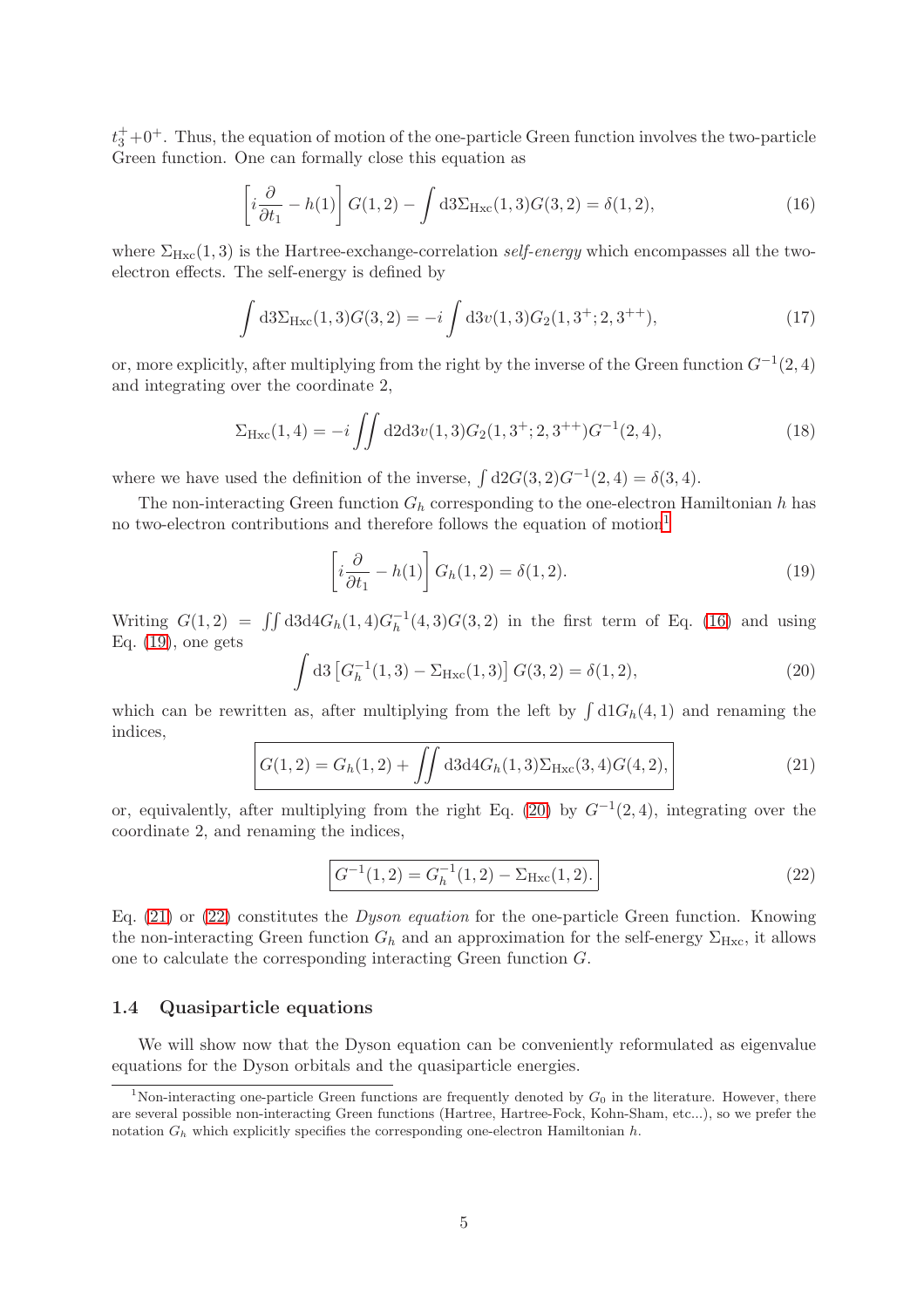$t_3^+ + 0^+$. Thus, the equation of motion of the one-particle Green function involves the two-particle Green function. One can formally close this equation as

$$\left[ i\frac{\partial}{\partial t_1} - h(1) \right] G(1,2) - \int \text{d}3 \Sigma_{\text{Hxc}}(1,3) G(3,2) = \delta(1,2), \tag{16}$$

where $\Sigma_{\text{Hxc}}(1,3)$ is the Hartree-exchange-correlation *self-energy* which encompasses all the two-electron effects. The self-energy is defined by

$$\int \text{d}3 \Sigma_{\text{Hxc}}(1,3) G(3,2) = -i \int \text{d}3 v(1,3) G_2(1,3^+; 2, 3^{++}), \tag{17}$$

or, more explicitly, after multiplying from the right by the inverse of the Green function $G^{-1}(2,4)$ and integrating over the coordinate 2,

$$\Sigma_{\text{Hxc}}(1,4) = -i \iint \text{d}2\text{d}3 v(1,3) G_2(1,3^+; 2, 3^{++}) G^{-1}(2,4), \tag{18}$$

where we have used the definition of the inverse, $\int \text{d}2 G(3,2) G^{-1}(2,4) = \delta(3,4)$.

The non-interacting Green function $G_h$ corresponding to the one-electron Hamiltonian $h$ has no two-electron contributions and therefore follows the equation of motion[1]

$$\left[ i\frac{\partial}{\partial t_1} - h(1) \right] G_h(1,2) = \delta(1,2). \tag{19}$$

Writing $G(1,2) = \iint \text{d}3\text{d}4 G_h(1,4) G_h^{-1}(4,3) G(3,2)$ in the first term of Eq. (16) and using Eq. (19), one gets

$$\int \text{d}3 \left[ G_h^{-1}(1,3) - \Sigma_{\text{Hxc}}(1,3) \right] G(3,2) = \delta(1,2), \tag{20}$$

which can be rewritten as, after multiplying from the left by $\int \text{d}1 G_h(4,1)$ and renaming the indices,

$$\boxed{G(1,2) = G_h(1,2) + \iint \text{d}3\text{d}4 G_h(1,3) \Sigma_{\text{Hxc}}(3,4) G(4,2),} \tag{21}$$

or, equivalently, after multiplying from the right Eq. (20) by $G^{-1}(2,4)$, integrating over the coordinate 2, and renaming the indices,

$$\boxed{G^{-1}(1,2) = G_h^{-1}(1,2) - \Sigma_{\text{Hxc}}(1,2).} \tag{22}$$

Eq. (21) or (22) constitutes the *Dyson equation* for the one-particle Green function. Knowing the non-interacting Green function $G_h$ and an approximation for the self-energy $\Sigma_{\text{Hxc}}$, it allows one to calculate the corresponding interacting Green function $G$.

### 1.4 Quasiparticle equations

We will show now that the Dyson equation can be conveniently reformulated as eigenvalue equations for the Dyson orbitals and the quasiparticle energies.

[1] Non-interacting one-particle Green functions are frequently denoted by $G_0$ in the literature. However, there are several possible non-interacting Green functions (Hartree, Hartree-Fock, Kohn-Sham, etc...), so we prefer the notation $G_h$ which explicitly specifies the corresponding one-electron Hamiltonian $h$.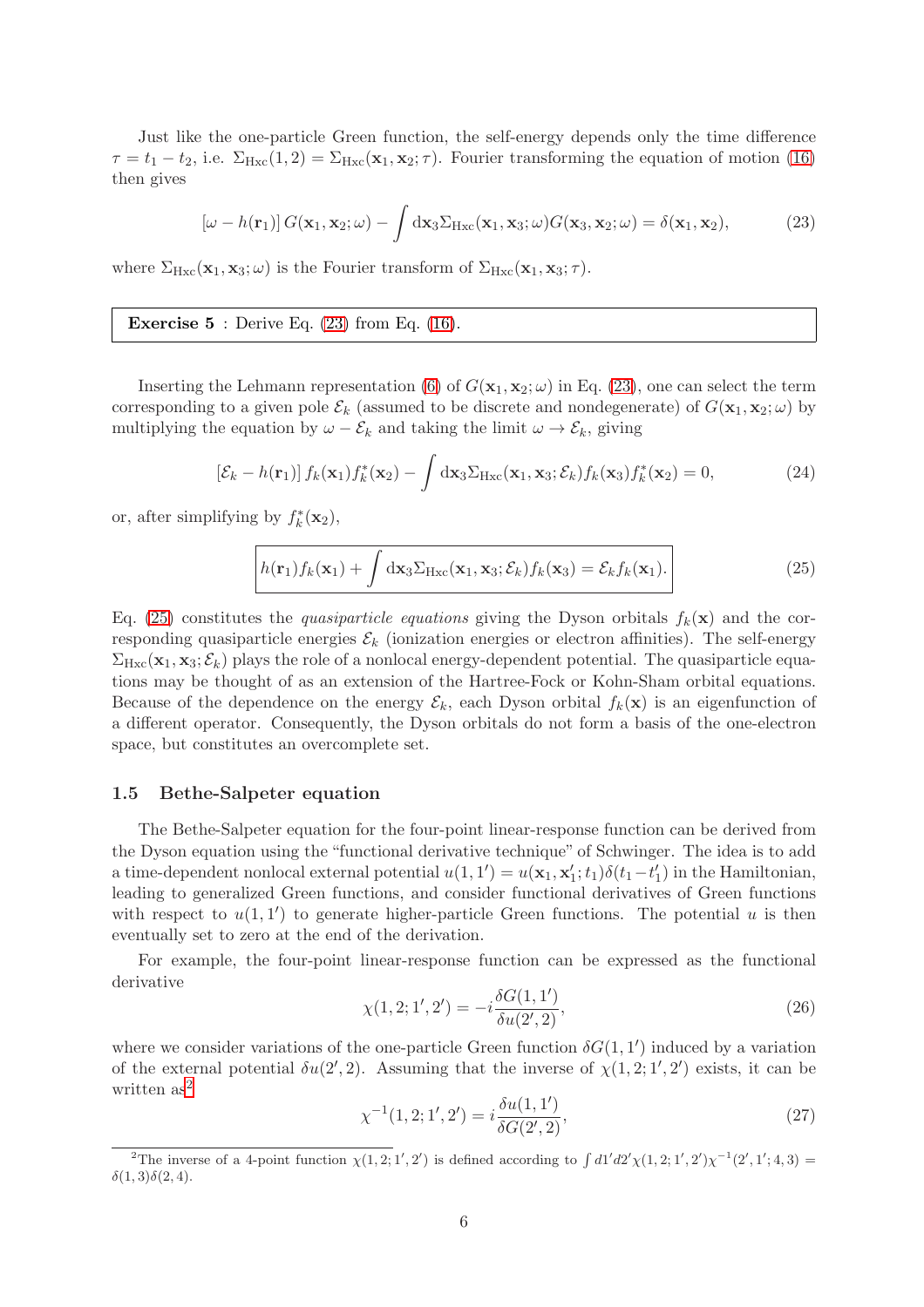Just like the one-particle Green function, the self-energy depends only the time difference $\tau = t_1 - t_2$, i.e. $\Sigma_{\text{Hxc}}(1, 2) = \Sigma_{\text{Hxc}}(\mathbf{x}_1, \mathbf{x}_2; \tau)$. Fourier transforming the equation of motion (16) then gives

$$[\omega - h(\mathbf{r}_1)]\, G(\mathbf{x}_1, \mathbf{x}_2; \omega) - \int \mathrm{d}\mathbf{x}_3 \Sigma_{\text{Hxc}}(\mathbf{x}_1, \mathbf{x}_3; \omega) G(\mathbf{x}_3, \mathbf{x}_2; \omega) = \delta(\mathbf{x}_1, \mathbf{x}_2), \tag{23}$$

where $\Sigma_{\text{Hxc}}(\mathbf{x}_1, \mathbf{x}_3; \omega)$ is the Fourier transform of $\Sigma_{\text{Hxc}}(\mathbf{x}_1, \mathbf{x}_3; \tau)$.

> **Exercise 5** : Derive Eq. (23) from Eq. (16).

Inserting the Lehmann representation (6) of $G(\mathbf{x}_1, \mathbf{x}_2; \omega)$ in Eq. (23), one can select the term corresponding to a given pole $\mathcal{E}_k$ (assumed to be discrete and nondegenerate) of $G(\mathbf{x}_1, \mathbf{x}_2; \omega)$ by multiplying the equation by $\omega - \mathcal{E}_k$ and taking the limit $\omega \to \mathcal{E}_k$, giving

$$[\mathcal{E}_k - h(\mathbf{r}_1)]\, f_k(\mathbf{x}_1) f_k^*(\mathbf{x}_2) - \int \mathrm{d}\mathbf{x}_3 \Sigma_{\text{Hxc}}(\mathbf{x}_1, \mathbf{x}_3; \mathcal{E}_k) f_k(\mathbf{x}_3) f_k^*(\mathbf{x}_2) = 0, \tag{24}$$

or, after simplifying by $f_k^*(\mathbf{x}_2)$,

$$\boxed{h(\mathbf{r}_1) f_k(\mathbf{x}_1) + \int \mathrm{d}\mathbf{x}_3 \Sigma_{\text{Hxc}}(\mathbf{x}_1, \mathbf{x}_3; \mathcal{E}_k) f_k(\mathbf{x}_3) = \mathcal{E}_k f_k(\mathbf{x}_1).} \tag{25}$$

Eq. (25) constitutes the *quasiparticle equations* giving the Dyson orbitals $f_k(\mathbf{x})$ and the corresponding quasiparticle energies $\mathcal{E}_k$ (ionization energies or electron affinities). The self-energy $\Sigma_{\text{Hxc}}(\mathbf{x}_1, \mathbf{x}_3; \mathcal{E}_k)$ plays the role of a nonlocal energy-dependent potential. The quasiparticle equations may be thought of as an extension of the Hartree-Fock or Kohn-Sham orbital equations. Because of the dependence on the energy $\mathcal{E}_k$, each Dyson orbital $f_k(\mathbf{x})$ is an eigenfunction of a different operator. Consequently, the Dyson orbitals do not form a basis of the one-electron space, but constitutes an overcomplete set.

### 1.5 Bethe-Salpeter equation

The Bethe-Salpeter equation for the four-point linear-response function can be derived from the Dyson equation using the "functional derivative technique" of Schwinger. The idea is to add a time-dependent nonlocal external potential $u(1, 1') = u(\mathbf{x}_1, \mathbf{x}_1'; t_1)\delta(t_1 - t_1')$ in the Hamiltonian, leading to generalized Green functions, and consider functional derivatives of Green functions with respect to $u(1, 1')$ to generate higher-particle Green functions. The potential $u$ is then eventually set to zero at the end of the derivation.

For example, the four-point linear-response function can be expressed as the functional derivative

$$\chi(1, 2; 1', 2') = -i \frac{\delta G(1, 1')}{\delta u(2', 2)}, \tag{26}$$

where we consider variations of the one-particle Green function $\delta G(1, 1')$ induced by a variation of the external potential $\delta u(2', 2)$. Assuming that the inverse of $\chi(1, 2; 1', 2')$ exists, it can be written as[2]

$$\chi^{-1}(1, 2; 1', 2') = i \frac{\delta u(1, 1')}{\delta G(2', 2)}, \tag{27}$$

[2] The inverse of a 4-point function $\chi(1, 2; 1', 2')$ is defined according to $\int d1' d2' \chi(1, 2; 1', 2') \chi^{-1}(2', 1'; 4, 3) = \delta(1, 3)\delta(2, 4)$.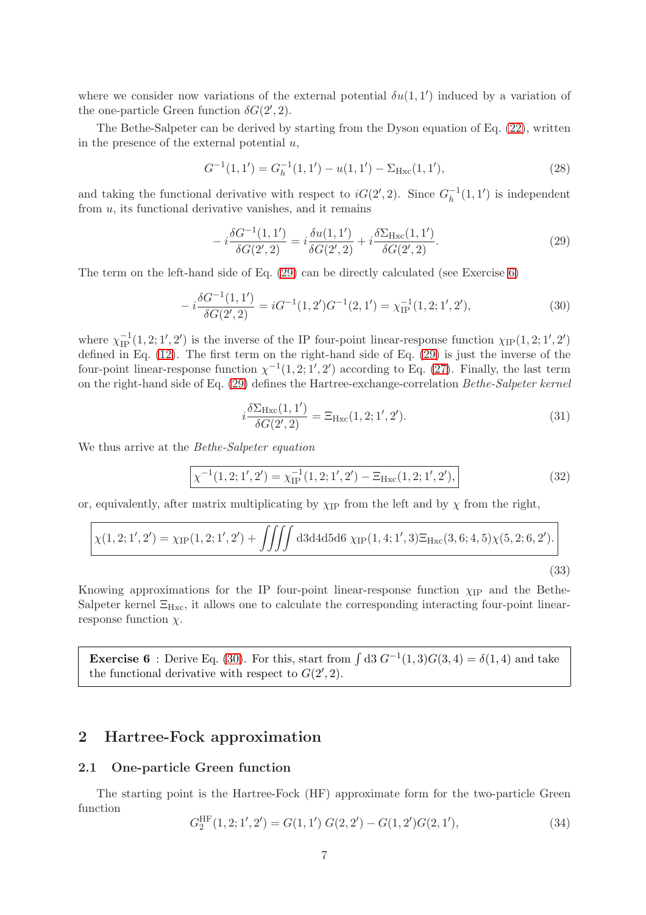where we consider now variations of the external potential $\delta u(1,1')$ induced by a variation of the one-particle Green function $\delta G(2',2)$.

The Bethe-Salpeter can be derived by starting from the Dyson equation of Eq. (22), written in the presence of the external potential $u$,

$$G^{-1}(1,1') = G_h^{-1}(1,1') - u(1,1') - \Sigma_{\rm Hxc}(1,1'), \tag{28}$$

and taking the functional derivative with respect to $iG(2',2)$. Since $G_h^{-1}(1,1')$ is independent from $u$, its functional derivative vanishes, and it remains

$$-i\frac{\delta G^{-1}(1,1')}{\delta G(2',2)} = i\frac{\delta u(1,1')}{\delta G(2',2)} + i\frac{\delta \Sigma_{\rm Hxc}(1,1')}{\delta G(2',2)}. \tag{29}$$

The term on the left-hand side of Eq. (29) can be directly calculated (see Exercise 6)

$$-i\frac{\delta G^{-1}(1,1')}{\delta G(2',2)} = iG^{-1}(1,2')G^{-1}(2,1') = \chi_{\rm IP}^{-1}(1,2;1',2'), \tag{30}$$

where $\chi_{\rm IP}^{-1}(1,2;1',2')$ is the inverse of the IP four-point linear-response function $\chi_{\rm IP}(1,2;1',2')$ defined in Eq. (12). The first term on the right-hand side of Eq. (29) is just the inverse of the four-point linear-response function $\chi^{-1}(1,2;1',2')$ according to Eq. (27). Finally, the last term on the right-hand side of Eq. (29) defines the Hartree-exchange-correlation *Bethe-Salpeter kernel*

$$i\frac{\delta \Sigma_{\rm Hxc}(1,1')}{\delta G(2',2)} = \Xi_{\rm Hxc}(1,2;1',2'). \tag{31}$$

We thus arrive at the *Bethe-Salpeter equation*

$$\boxed{\chi^{-1}(1,2;1',2') = \chi_{\rm IP}^{-1}(1,2;1',2') - \Xi_{\rm Hxc}(1,2;1',2'),} \tag{32}$$

or, equivalently, after matrix multiplicating by $\chi_{\rm IP}$ from the left and by $\chi$ from the right,

$$\boxed{\chi(1,2;1',2') = \chi_{\rm IP}(1,2;1',2') + \iiiint {\rm d}3{\rm d}4{\rm d}5{\rm d}6\ \chi_{\rm IP}(1,4;1',3)\Xi_{\rm Hxc}(3,6;4,5)\chi(5,2;6,2').} \tag{33}$$

Knowing approximations for the IP four-point linear-response function $\chi_{\rm IP}$ and the Bethe-Salpeter kernel $\Xi_{\rm Hxc}$, it allows one to calculate the corresponding interacting four-point linear-response function $\chi$.

> **Exercise 6** : Derive Eq. (30). For this, start from $\int {\rm d}3\ G^{-1}(1,3)G(3,4) = \delta(1,4)$ and take the functional derivative with respect to $G(2',2)$.

## 2 Hartree-Fock approximation

### 2.1 One-particle Green function

The starting point is the Hartree-Fock (HF) approximate form for the two-particle Green function

$$G_2^{\rm HF}(1,2;1',2') = G(1,1')\,G(2,2') - G(1,2')G(2,1'), \tag{34}$$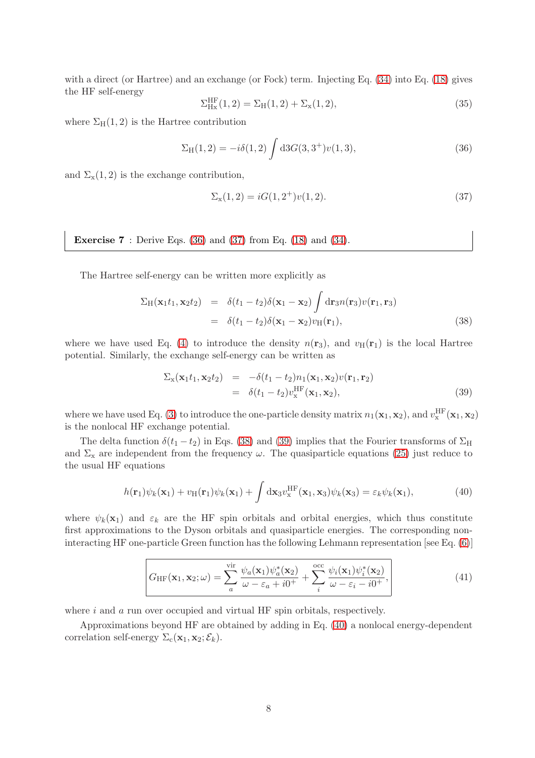with a direct (or Hartree) and an exchange (or Fock) term. Injecting Eq. (34) into Eq. (18) gives the HF self-energy

$$\Sigma_{\mathrm{Hx}}^{\mathrm{HF}}(1,2) = \Sigma_{\mathrm{H}}(1,2) + \Sigma_{\mathrm{x}}(1,2), \tag{35}$$

where $\Sigma_{\mathrm{H}}(1,2)$ is the Hartree contribution

$$\Sigma_{\mathrm{H}}(1,2) = -i\delta(1,2) \int \mathrm{d}3 G(3,3^+) v(1,3), \tag{36}$$

and $\Sigma_{\mathrm{x}}(1,2)$ is the exchange contribution,

$$\Sigma_{\mathrm{x}}(1,2) = iG(1,2^+) v(1,2). \tag{37}$$

> **Exercise 7** : Derive Eqs. (36) and (37) from Eq. (18) and (34).

The Hartree self-energy can be written more explicitly as

$$\begin{aligned}
\Sigma_{\mathrm{H}}(\mathbf{x}_1 t_1, \mathbf{x}_2 t_2) &= \delta(t_1 - t_2)\delta(\mathbf{x}_1 - \mathbf{x}_2) \int \mathrm{d}\mathbf{r}_3 n(\mathbf{r}_3) v(\mathbf{r}_1, \mathbf{r}_3) \\
&= \delta(t_1 - t_2)\delta(\mathbf{x}_1 - \mathbf{x}_2) v_{\mathrm{H}}(\mathbf{r}_1),
\end{aligned} \tag{38}$$

where we have used Eq. (4) to introduce the density $n(\mathbf{r}_3)$, and $v_{\mathrm{H}}(\mathbf{r}_1)$ is the local Hartree potential. Similarly, the exchange self-energy can be written as

$$\begin{aligned}
\Sigma_{\mathrm{x}}(\mathbf{x}_1 t_1, \mathbf{x}_2 t_2) &= -\delta(t_1 - t_2) n_1(\mathbf{x}_1, \mathbf{x}_2) v(\mathbf{r}_1, \mathbf{r}_2) \\
&= \delta(t_1 - t_2) v_{\mathrm{x}}^{\mathrm{HF}}(\mathbf{x}_1, \mathbf{x}_2),
\end{aligned} \tag{39}$$

where we have used Eq. (3) to introduce the one-particle density matrix $n_1(\mathbf{x}_1, \mathbf{x}_2)$, and $v_{\mathrm{x}}^{\mathrm{HF}}(\mathbf{x}_1, \mathbf{x}_2)$ is the nonlocal HF exchange potential.

The delta function $\delta(t_1 - t_2)$ in Eqs. (38) and (39) implies that the Fourier transforms of $\Sigma_{\mathrm{H}}$ and $\Sigma_{\mathrm{x}}$ are independent from the frequency $\omega$. The quasiparticle equations (25) just reduce to the usual HF equations

$$h(\mathbf{r}_1)\psi_k(\mathbf{x}_1) + v_{\mathrm{H}}(\mathbf{r}_1)\psi_k(\mathbf{x}_1) + \int \mathrm{d}\mathbf{x}_3 v_{\mathrm{x}}^{\mathrm{HF}}(\mathbf{x}_1, \mathbf{x}_3)\psi_k(\mathbf{x}_3) = \varepsilon_k \psi_k(\mathbf{x}_1), \tag{40}$$

where $\psi_k(\mathbf{x}_1)$ and $\varepsilon_k$ are the HF spin orbitals and orbital energies, which thus constitute first approximations to the Dyson orbitals and quasiparticle energies. The corresponding non-interacting HF one-particle Green function has the following Lehmann representation [see Eq. (6)]

$$\boxed{G_{\mathrm{HF}}(\mathbf{x}_1, \mathbf{x}_2; \omega) = \sum_a^{\mathrm{vir}} \frac{\psi_a(\mathbf{x}_1)\psi_a^*(\mathbf{x}_2)}{\omega - \varepsilon_a + i0^+} + \sum_i^{\mathrm{occ}} \frac{\psi_i(\mathbf{x}_1)\psi_i^*(\mathbf{x}_2)}{\omega - \varepsilon_i - i0^+},} \tag{41}$$

where $i$ and $a$ run over occupied and virtual HF spin orbitals, respectively.

Approximations beyond HF are obtained by adding in Eq. (40) a nonlocal energy-dependent correlation self-energy $\Sigma_{\mathrm{c}}(\mathbf{x}_1, \mathbf{x}_2; \mathcal{E}_k)$.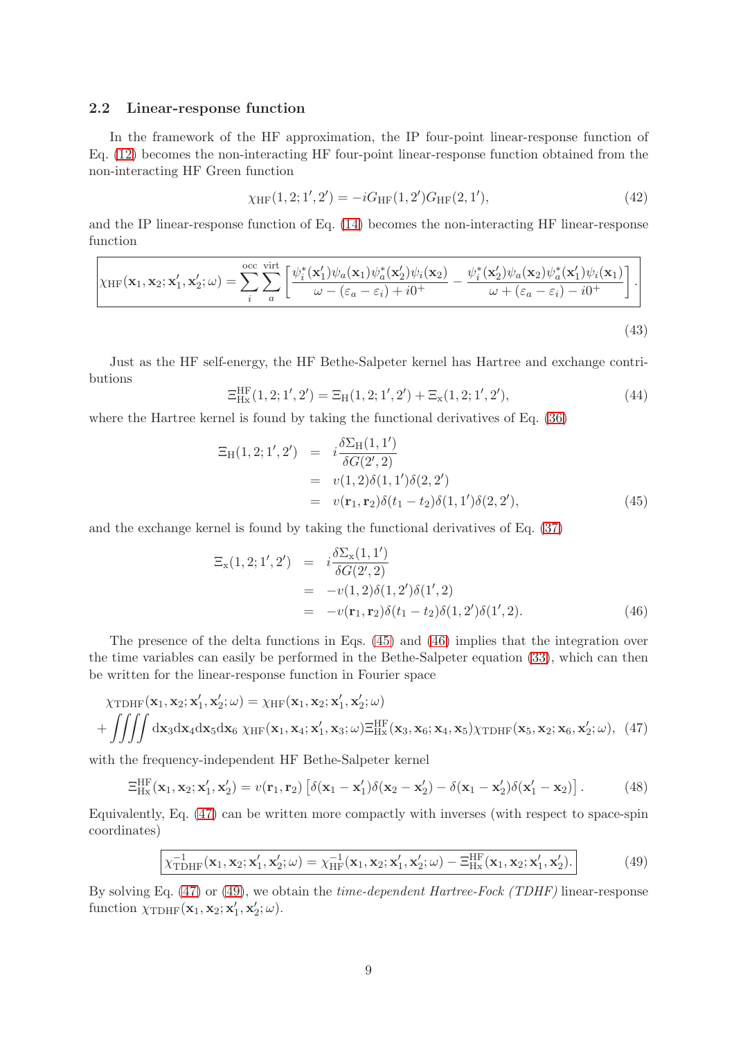### 2.2 Linear-response function

In the framework of the HF approximation, the IP four-point linear-response function of Eq. (12) becomes the non-interacting HF four-point linear-response function obtained from the non-interacting HF Green function

$$\chi_{\text{HF}}(1,2;1',2') = -iG_{\text{HF}}(1,2')G_{\text{HF}}(2,1'), \tag{42}$$

and the IP linear-response function of Eq. (14) becomes the non-interacting HF linear-response function

$$\boxed{\chi_{\text{HF}}(\mathbf{x}_1,\mathbf{x}_2;\mathbf{x}'_1,\mathbf{x}'_2;\omega) = \sum_i^{\text{occ}}\sum_a^{\text{virt}}\left[\frac{\psi_i^*(\mathbf{x}'_1)\psi_a(\mathbf{x}_1)\psi_a^*(\mathbf{x}'_2)\psi_i(\mathbf{x}_2)}{\omega-(\varepsilon_a-\varepsilon_i)+i0^+} - \frac{\psi_i^*(\mathbf{x}'_2)\psi_a(\mathbf{x}_2)\psi_a^*(\mathbf{x}'_1)\psi_i(\mathbf{x}_1)}{\omega+(\varepsilon_a-\varepsilon_i)-i0^+}\right].} \tag{43}$$

Just as the HF self-energy, the HF Bethe-Salpeter kernel has Hartree and exchange contributions

$$\Xi_{\text{Hx}}^{\text{HF}}(1,2;1',2') = \Xi_{\text{H}}(1,2;1',2') + \Xi_{\text{x}}(1,2;1',2'), \tag{44}$$

where the Hartree kernel is found by taking the functional derivatives of Eq. (36)

$$\begin{aligned}
\Xi_{\text{H}}(1,2;1',2') &= i\frac{\delta\Sigma_{\text{H}}(1,1')}{\delta G(2',2)} \\
&= v(1,2)\delta(1,1')\delta(2,2') \\
&= v(\mathbf{r}_1,\mathbf{r}_2)\delta(t_1-t_2)\delta(1,1')\delta(2,2'),
\end{aligned} \tag{45}$$

and the exchange kernel is found by taking the functional derivatives of Eq. (37)

$$\begin{aligned}
\Xi_{\text{x}}(1,2;1',2') &= i\frac{\delta\Sigma_{\text{x}}(1,1')}{\delta G(2',2)} \\
&= -v(1,2)\delta(1,2')\delta(1',2) \\
&= -v(\mathbf{r}_1,\mathbf{r}_2)\delta(t_1-t_2)\delta(1,2')\delta(1',2).
\end{aligned} \tag{46}$$

The presence of the delta functions in Eqs. (45) and (46) implies that the integration over the time variables can easily be performed in the Bethe-Salpeter equation (33), which can then be written for the linear-response function in Fourier space

$$\begin{aligned}
&\chi_{\text{TDHF}}(\mathbf{x}_1,\mathbf{x}_2;\mathbf{x}'_1,\mathbf{x}'_2;\omega) = \chi_{\text{HF}}(\mathbf{x}_1,\mathbf{x}_2;\mathbf{x}'_1,\mathbf{x}'_2;\omega) \\
&+ \iiiint \mathrm{d}\mathbf{x}_3\mathrm{d}\mathbf{x}_4\mathrm{d}\mathbf{x}_5\mathrm{d}\mathbf{x}_6\ \chi_{\text{HF}}(\mathbf{x}_1,\mathbf{x}_4;\mathbf{x}'_1,\mathbf{x}_3;\omega)\Xi_{\text{Hx}}^{\text{HF}}(\mathbf{x}_3,\mathbf{x}_6;\mathbf{x}_4,\mathbf{x}_5)\chi_{\text{TDHF}}(\mathbf{x}_5,\mathbf{x}_2;\mathbf{x}_6,\mathbf{x}'_2;\omega),
\end{aligned} \tag{47}$$

with the frequency-independent HF Bethe-Salpeter kernel

$$\Xi_{\text{Hx}}^{\text{HF}}(\mathbf{x}_1,\mathbf{x}_2;\mathbf{x}'_1,\mathbf{x}'_2) = v(\mathbf{r}_1,\mathbf{r}_2)\left[\delta(\mathbf{x}_1-\mathbf{x}'_1)\delta(\mathbf{x}_2-\mathbf{x}'_2) - \delta(\mathbf{x}_1-\mathbf{x}'_2)\delta(\mathbf{x}'_1-\mathbf{x}_2)\right]. \tag{48}$$

Equivalently, Eq. (47) can be written more compactly with inverses (with respect to space-spin coordinates)

$$\boxed{\chi_{\text{TDHF}}^{-1}(\mathbf{x}_1,\mathbf{x}_2;\mathbf{x}'_1,\mathbf{x}'_2;\omega) = \chi_{\text{HF}}^{-1}(\mathbf{x}_1,\mathbf{x}_2;\mathbf{x}'_1,\mathbf{x}'_2;\omega) - \Xi_{\text{Hx}}^{\text{HF}}(\mathbf{x}_1,\mathbf{x}_2;\mathbf{x}'_1,\mathbf{x}'_2).} \tag{49}$$

By solving Eq. (47) or (49), we obtain the *time-dependent Hartree-Fock (TDHF)* linear-response function $\chi_{\text{TDHF}}(\mathbf{x}_1,\mathbf{x}_2;\mathbf{x}'_1,\mathbf{x}'_2;\omega)$.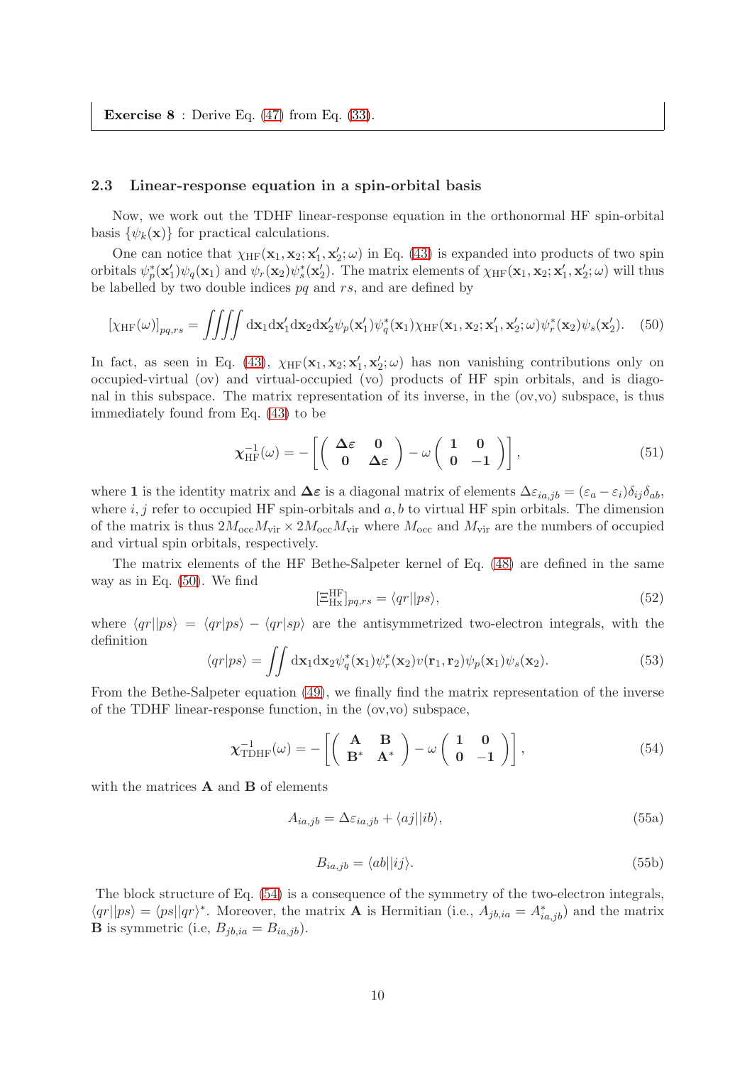**Exercise 8** : Derive Eq. (47) from Eq. (33).

### 2.3 Linear-response equation in a spin-orbital basis

Now, we work out the TDHF linear-response equation in the orthonormal HF spin-orbital basis $\{\psi_k(\mathbf{x})\}$ for practical calculations.

One can notice that $\chi_{\text{HF}}(\mathbf{x}_1, \mathbf{x}_2; \mathbf{x}_1', \mathbf{x}_2'; \omega)$ in Eq. (43) is expanded into products of two spin orbitals $\psi_p^*(\mathbf{x}_1')\psi_q(\mathbf{x}_1)$ and $\psi_r(\mathbf{x}_2)\psi_s^*(\mathbf{x}_2')$. The matrix elements of $\chi_{\text{HF}}(\mathbf{x}_1, \mathbf{x}_2; \mathbf{x}_1', \mathbf{x}_2'; \omega)$ will thus be labelled by two double indices $pq$ and $rs$, and are defined by

$$[\chi_{\text{HF}}(\omega)]_{pq,rs} = \iiiint \mathrm{d}\mathbf{x}_1 \mathrm{d}\mathbf{x}_1' \mathrm{d}\mathbf{x}_2 \mathrm{d}\mathbf{x}_2' \psi_p(\mathbf{x}_1')\psi_q^*(\mathbf{x}_1)\chi_{\text{HF}}(\mathbf{x}_1, \mathbf{x}_2; \mathbf{x}_1', \mathbf{x}_2'; \omega)\psi_r^*(\mathbf{x}_2)\psi_s(\mathbf{x}_2'). \quad (50)$$

In fact, as seen in Eq. (43), $\chi_{\text{HF}}(\mathbf{x}_1, \mathbf{x}_2; \mathbf{x}_1', \mathbf{x}_2'; \omega)$ has non vanishing contributions only on occupied-virtual (ov) and virtual-occupied (vo) products of HF spin orbitals, and is diagonal in this subspace. The matrix representation of its inverse, in the (ov,vo) subspace, is thus immediately found from Eq. (43) to be

$$\boldsymbol{\chi}_{\text{HF}}^{-1}(\omega) = -\left[ \begin{pmatrix} \boldsymbol{\Delta\varepsilon} & \mathbf{0} \\ \mathbf{0} & \boldsymbol{\Delta\varepsilon} \end{pmatrix} - \omega \begin{pmatrix} \mathbf{1} & \mathbf{0} \\ \mathbf{0} & \mathbf{-1} \end{pmatrix} \right], \quad (51)$$

where $\mathbf{1}$ is the identity matrix and $\boldsymbol{\Delta\varepsilon}$ is a diagonal matrix of elements $\Delta\varepsilon_{ia,jb} = (\varepsilon_a - \varepsilon_i)\delta_{ij}\delta_{ab}$, where $i, j$ refer to occupied HF spin-orbitals and $a, b$ to virtual HF spin orbitals. The dimension of the matrix is thus $2M_{\text{occ}}M_{\text{vir}} \times 2M_{\text{occ}}M_{\text{vir}}$ where $M_{\text{occ}}$ and $M_{\text{vir}}$ are the numbers of occupied and virtual spin orbitals, respectively.

The matrix elements of the HF Bethe-Salpeter kernel of Eq. (48) are defined in the same way as in Eq. (50). We find

$$[\Xi_{\text{Hx}}^{\text{HF}}]_{pq,rs} = \langle qr||ps\rangle, \quad (52)$$

where $\langle qr||ps\rangle = \langle qr|ps\rangle - \langle qr|sp\rangle$ are the antisymmetrized two-electron integrals, with the definition

$$\langle qr|ps\rangle = \iint \mathrm{d}\mathbf{x}_1 \mathrm{d}\mathbf{x}_2 \psi_q^*(\mathbf{x}_1)\psi_r^*(\mathbf{x}_2)v(\mathbf{r}_1, \mathbf{r}_2)\psi_p(\mathbf{x}_1)\psi_s(\mathbf{x}_2). \quad (53)$$

From the Bethe-Salpeter equation (49), we finally find the matrix representation of the inverse of the TDHF linear-response function, in the (ov,vo) subspace,

$$\boldsymbol{\chi}_{\text{TDHF}}^{-1}(\omega) = -\left[ \begin{pmatrix} \mathbf{A} & \mathbf{B} \\ \mathbf{B}^* & \mathbf{A}^* \end{pmatrix} - \omega \begin{pmatrix} \mathbf{1} & \mathbf{0} \\ \mathbf{0} & \mathbf{-1} \end{pmatrix} \right], \quad (54)$$

with the matrices $\mathbf{A}$ and $\mathbf{B}$ of elements

$$A_{ia,jb} = \Delta\varepsilon_{ia,jb} + \langle aj||ib\rangle, \quad (55a)$$

$$B_{ia,jb} = \langle ab||ij\rangle. \quad (55b)$$

The block structure of Eq. (54) is a consequence of the symmetry of the two-electron integrals, $\langle qr||ps\rangle = \langle ps||qr\rangle^*$. Moreover, the matrix $\mathbf{A}$ is Hermitian (i.e., $A_{jb,ia} = A_{ia,jb}^*$) and the matrix $\mathbf{B}$ is symmetric (i.e, $B_{jb,ia} = B_{ia,jb}$).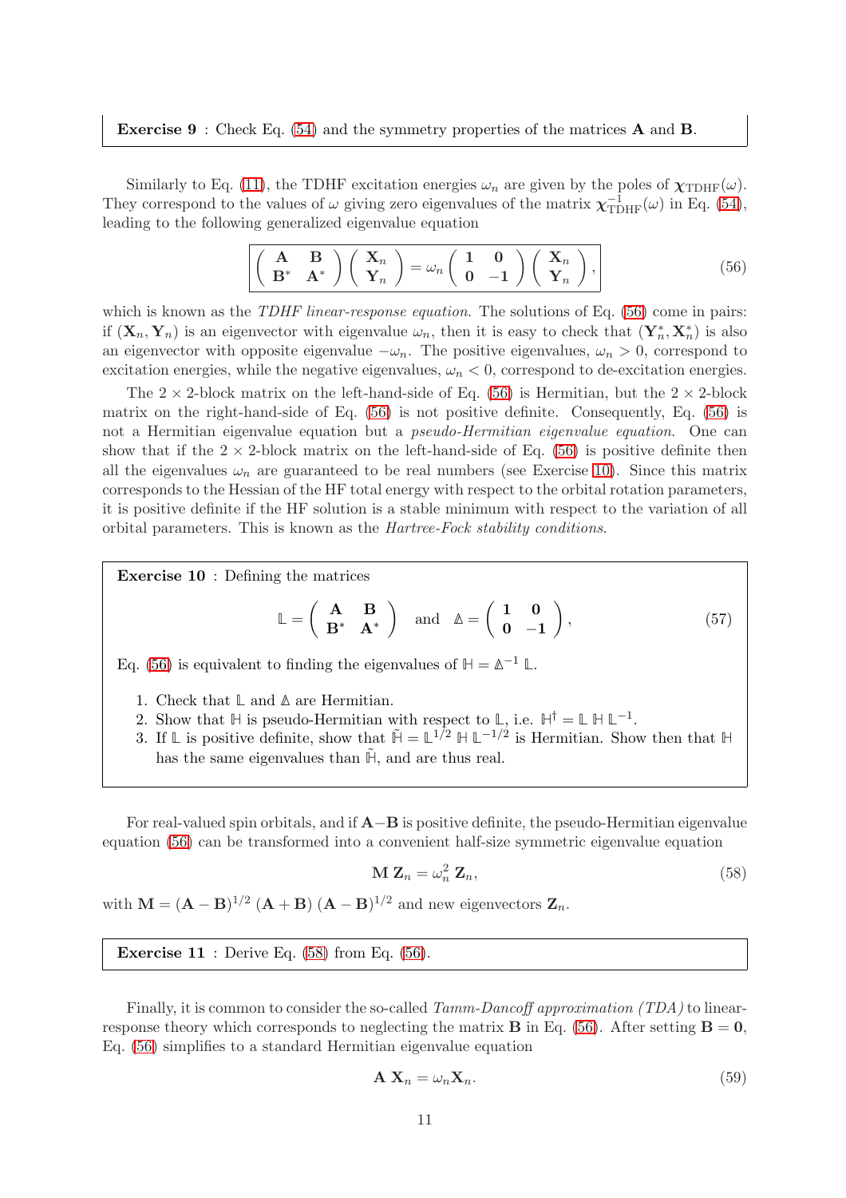**Exercise 9** : Check Eq. (54) and the symmetry properties of the matrices $\mathbf{A}$ and $\mathbf{B}$.

Similarly to Eq. (11), the TDHF excitation energies $\omega_n$ are given by the poles of $\boldsymbol{\chi}_{\text{TDHF}}(\omega)$. They correspond to the values of $\omega$ giving zero eigenvalues of the matrix $\boldsymbol{\chi}_{\text{TDHF}}^{-1}(\omega)$ in Eq. (54), leading to the following generalized eigenvalue equation

$$\boxed{\begin{pmatrix} \mathbf{A} & \mathbf{B} \\ \mathbf{B}^* & \mathbf{A}^* \end{pmatrix} \begin{pmatrix} \mathbf{X}_n \\ \mathbf{Y}_n \end{pmatrix} = \omega_n \begin{pmatrix} \mathbf{1} & \mathbf{0} \\ \mathbf{0} & -\mathbf{1} \end{pmatrix} \begin{pmatrix} \mathbf{X}_n \\ \mathbf{Y}_n \end{pmatrix},} \tag{56}$$

which is known as the *TDHF linear-response equation*. The solutions of Eq. (56) come in pairs: if $(\mathbf{X}_n, \mathbf{Y}_n)$ is an eigenvector with eigenvalue $\omega_n$, then it is easy to check that $(\mathbf{Y}_n^*, \mathbf{X}_n^*)$ is also an eigenvector with opposite eigenvalue $-\omega_n$. The positive eigenvalues, $\omega_n > 0$, correspond to excitation energies, while the negative eigenvalues, $\omega_n < 0$, correspond to de-excitation energies.

The $2 \times 2$-block matrix on the left-hand-side of Eq. (56) is Hermitian, but the $2 \times 2$-block matrix on the right-hand-side of Eq. (56) is not positive definite. Consequently, Eq. (56) is not a Hermitian eigenvalue equation but a *pseudo-Hermitian eigenvalue equation*. One can show that if the $2 \times 2$-block matrix on the left-hand-side of Eq. (56) is positive definite then all the eigenvalues $\omega_n$ are guaranteed to be real numbers (see Exercise 10). Since this matrix corresponds to the Hessian of the HF total energy with respect to the orbital rotation parameters, it is positive definite if the HF solution is a stable minimum with respect to the variation of all orbital parameters. This is known as the *Hartree-Fock stability conditions*.

**Exercise 10** : Defining the matrices

$$\mathbb{L} = \begin{pmatrix} \mathbf{A} & \mathbf{B} \\ \mathbf{B}^* & \mathbf{A}^* \end{pmatrix} \quad \text{and} \quad \mathbb{A} = \begin{pmatrix} \mathbf{1} & \mathbf{0} \\ \mathbf{0} & -\mathbf{1} \end{pmatrix}, \tag{57}$$

Eq. (56) is equivalent to finding the eigenvalues of $\mathbb{H} = \mathbb{A}^{-1}\, \mathbb{L}$.

1. Check that $\mathbb{L}$ and $\mathbb{A}$ are Hermitian.
2. Show that $\mathbb{H}$ is pseudo-Hermitian with respect to $\mathbb{L}$, i.e. $\mathbb{H}^\dagger = \mathbb{L}\, \mathbb{H}\, \mathbb{L}^{-1}$.
3. If $\mathbb{L}$ is positive definite, show that $\tilde{\mathbb{H}} = \mathbb{L}^{1/2}\, \mathbb{H}\, \mathbb{L}^{-1/2}$ is Hermitian. Show then that $\mathbb{H}$ has the same eigenvalues than $\tilde{\mathbb{H}}$, and are thus real.

For real-valued spin orbitals, and if $\mathbf{A}-\mathbf{B}$ is positive definite, the pseudo-Hermitian eigenvalue equation (56) can be transformed into a convenient half-size symmetric eigenvalue equation

$$\mathbf{M}\, \mathbf{Z}_n = \omega_n^2\, \mathbf{Z}_n, \tag{58}$$

with $\mathbf{M} = (\mathbf{A}-\mathbf{B})^{1/2}\, (\mathbf{A}+\mathbf{B})\, (\mathbf{A}-\mathbf{B})^{1/2}$ and new eigenvectors $\mathbf{Z}_n$.

**Exercise 11** : Derive Eq. (58) from Eq. (56).

Finally, it is common to consider the so-called *Tamm-Dancoff approximation (TDA)* to linear-response theory which corresponds to neglecting the matrix $\mathbf{B}$ in Eq. (56). After setting $\mathbf{B} = \mathbf{0}$, Eq. (56) simplifies to a standard Hermitian eigenvalue equation

$$\mathbf{A}\, \mathbf{X}_n = \omega_n \mathbf{X}_n. \tag{59}$$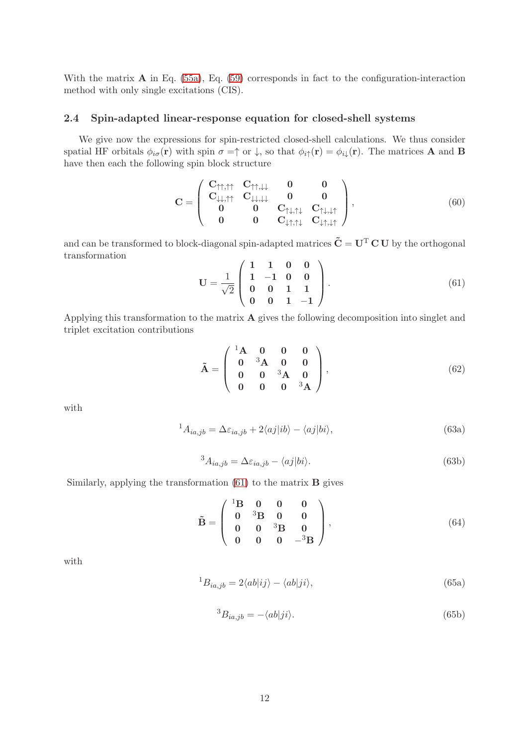With the matrix $\mathbf{A}$ in Eq. (55a), Eq. (59) corresponds in fact to the configuration-interaction method with only single excitations (CIS).

### 2.4 Spin-adapted linear-response equation for closed-shell systems

We give now the expressions for spin-restricted closed-shell calculations. We thus consider spatial HF orbitals $\phi_{i\sigma}(\mathbf{r})$ with spin $\sigma = \uparrow$ or $\downarrow$, so that $\phi_{i\uparrow}(\mathbf{r}) = \phi_{i\downarrow}(\mathbf{r})$. The matrices $\mathbf{A}$ and $\mathbf{B}$ have then each the following spin block structure

$$\mathbf{C} = \begin{pmatrix} \mathbf{C}_{\uparrow\uparrow,\uparrow\uparrow} & \mathbf{C}_{\uparrow\uparrow,\downarrow\downarrow} & \mathbf{0} & \mathbf{0} \\ \mathbf{C}_{\downarrow\downarrow,\uparrow\uparrow} & \mathbf{C}_{\downarrow\downarrow,\downarrow\downarrow} & \mathbf{0} & \mathbf{0} \\ \mathbf{0} & \mathbf{0} & \mathbf{C}_{\uparrow\downarrow,\uparrow\downarrow} & \mathbf{C}_{\uparrow\downarrow,\downarrow\uparrow} \\ \mathbf{0} & \mathbf{0} & \mathbf{C}_{\downarrow\uparrow,\uparrow\downarrow} & \mathbf{C}_{\downarrow\uparrow,\downarrow\uparrow} \end{pmatrix}, \tag{60}$$

and can be transformed to block-diagonal spin-adapted matrices $\tilde{\mathbf{C}} = \mathbf{U}^{\mathrm{T}}\,\mathbf{C}\,\mathbf{U}$ by the orthogonal transformation

$$\mathbf{U} = \frac{1}{\sqrt{2}} \begin{pmatrix} \mathbf{1} & \mathbf{1} & \mathbf{0} & \mathbf{0} \\ \mathbf{1} & -\mathbf{1} & \mathbf{0} & \mathbf{0} \\ \mathbf{0} & \mathbf{0} & \mathbf{1} & \mathbf{1} \\ \mathbf{0} & \mathbf{0} & \mathbf{1} & -\mathbf{1} \end{pmatrix}. \tag{61}$$

Applying this transformation to the matrix $\mathbf{A}$ gives the following decomposition into singlet and triplet excitation contributions

$$\tilde{\mathbf{A}} = \begin{pmatrix} {}^1\mathbf{A} & \mathbf{0} & \mathbf{0} & \mathbf{0} \\ \mathbf{0} & {}^3\mathbf{A} & \mathbf{0} & \mathbf{0} \\ \mathbf{0} & \mathbf{0} & {}^3\mathbf{A} & \mathbf{0} \\ \mathbf{0} & \mathbf{0} & \mathbf{0} & {}^3\mathbf{A} \end{pmatrix}, \tag{62}$$

with

$${}^1A_{ia,jb} = \Delta\varepsilon_{ia,jb} + 2\langle aj|ib\rangle - \langle aj|bi\rangle, \tag{63a}$$

$${}^3A_{ia,jb} = \Delta\varepsilon_{ia,jb} - \langle aj|bi\rangle. \tag{63b}$$

Similarly, applying the transformation (61) to the matrix $\mathbf{B}$ gives

$$\tilde{\mathbf{B}} = \begin{pmatrix} {}^1\mathbf{B} & \mathbf{0} & \mathbf{0} & \mathbf{0} \\ \mathbf{0} & {}^3\mathbf{B} & \mathbf{0} & \mathbf{0} \\ \mathbf{0} & \mathbf{0} & {}^3\mathbf{B} & \mathbf{0} \\ \mathbf{0} & \mathbf{0} & \mathbf{0} & -{}^3\mathbf{B} \end{pmatrix}, \tag{64}$$

with

$${}^1B_{ia,jb} = 2\langle ab|ij\rangle - \langle ab|ji\rangle, \tag{65a}$$

$${}^3B_{ia,jb} = -\langle ab|ji\rangle. \tag{65b}$$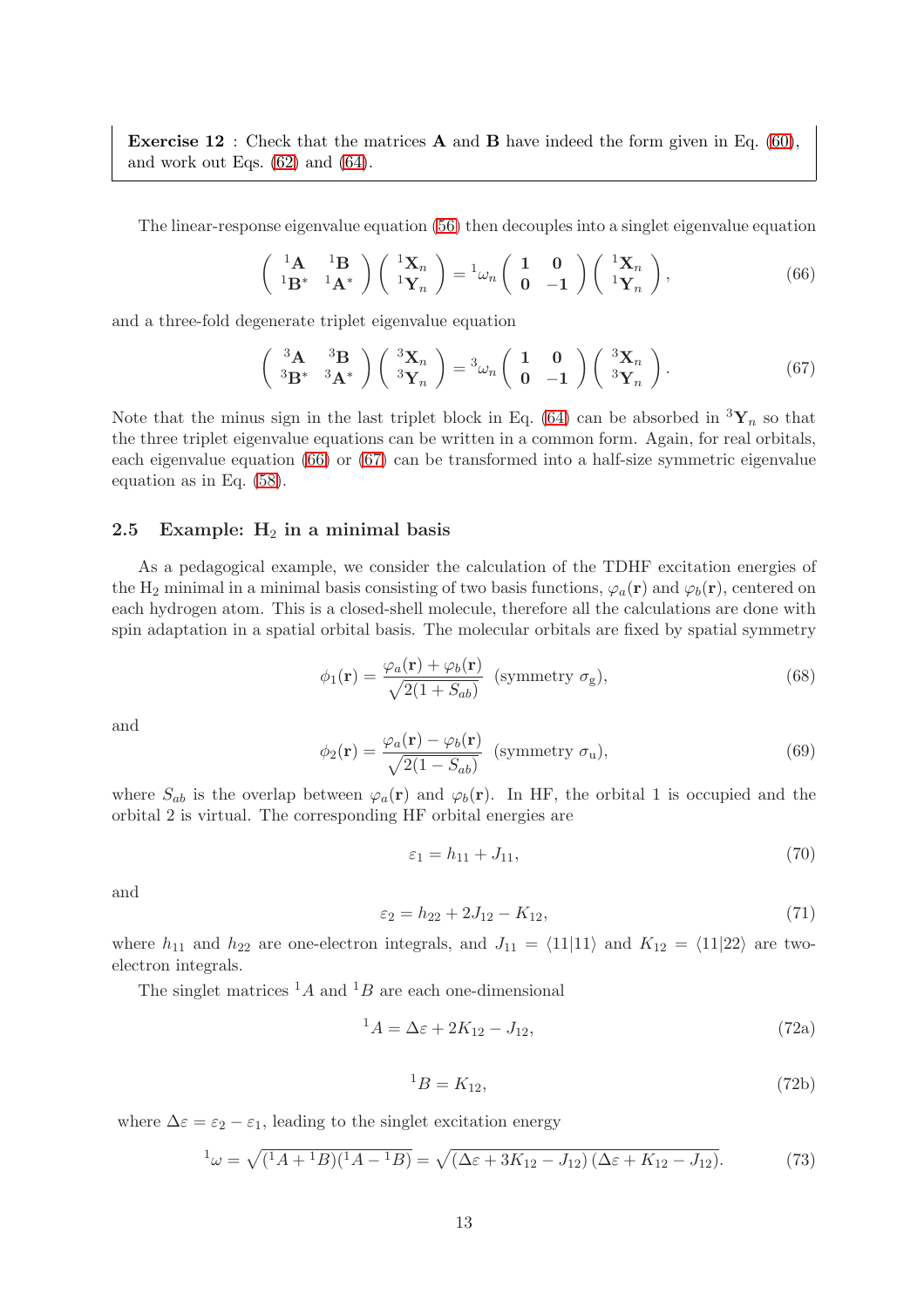**Exercise 12** : Check that the matrices $\mathbf{A}$ and $\mathbf{B}$ have indeed the form given in Eq. (60), and work out Eqs. (62) and (64).

The linear-response eigenvalue equation (56) then decouples into a singlet eigenvalue equation

$$\begin{pmatrix} {}^1\mathbf{A} & {}^1\mathbf{B} \\ {}^1\mathbf{B}^* & {}^1\mathbf{A}^* \end{pmatrix} \begin{pmatrix} {}^1\mathbf{X}_n \\ {}^1\mathbf{Y}_n \end{pmatrix} = {}^1\omega_n \begin{pmatrix} \mathbf{1} & \mathbf{0} \\ \mathbf{0} & -\mathbf{1} \end{pmatrix} \begin{pmatrix} {}^1\mathbf{X}_n \\ {}^1\mathbf{Y}_n \end{pmatrix}, \tag{66}$$

and a three-fold degenerate triplet eigenvalue equation

$$\begin{pmatrix} {}^3\mathbf{A} & {}^3\mathbf{B} \\ {}^3\mathbf{B}^* & {}^3\mathbf{A}^* \end{pmatrix} \begin{pmatrix} {}^3\mathbf{X}_n \\ {}^3\mathbf{Y}_n \end{pmatrix} = {}^3\omega_n \begin{pmatrix} \mathbf{1} & \mathbf{0} \\ \mathbf{0} & -\mathbf{1} \end{pmatrix} \begin{pmatrix} {}^3\mathbf{X}_n \\ {}^3\mathbf{Y}_n \end{pmatrix}. \tag{67}$$

Note that the minus sign in the last triplet block in Eq. (64) can be absorbed in ${}^3\mathbf{Y}_n$ so that the three triplet eigenvalue equations can be written in a common form. Again, for real orbitals, each eigenvalue equation (66) or (67) can be transformed into a half-size symmetric eigenvalue equation as in Eq. (58).

### 2.5 Example: $H_2$ in a minimal basis

As a pedagogical example, we consider the calculation of the TDHF excitation energies of the $H_2$ minimal in a minimal basis consisting of two basis functions, $\varphi_a(\mathbf{r})$ and $\varphi_b(\mathbf{r})$, centered on each hydrogen atom. This is a closed-shell molecule, therefore all the calculations are done with spin adaptation in a spatial orbital basis. The molecular orbitals are fixed by spatial symmetry

$$\phi_1(\mathbf{r}) = \frac{\varphi_a(\mathbf{r}) + \varphi_b(\mathbf{r})}{\sqrt{2(1+S_{ab})}} \ \ \text{(symmetry } \sigma_\text{g}\text{)}, \tag{68}$$

and

$$\phi_2(\mathbf{r}) = \frac{\varphi_a(\mathbf{r}) - \varphi_b(\mathbf{r})}{\sqrt{2(1-S_{ab})}} \ \ \text{(symmetry } \sigma_\text{u}\text{)}, \tag{69}$$

where $S_{ab}$ is the overlap between $\varphi_a(\mathbf{r})$ and $\varphi_b(\mathbf{r})$. In HF, the orbital 1 is occupied and the orbital 2 is virtual. The corresponding HF orbital energies are

$$\varepsilon_1 = h_{11} + J_{11}, \tag{70}$$

and

$$\varepsilon_2 = h_{22} + 2J_{12} - K_{12}, \tag{71}$$

where $h_{11}$ and $h_{22}$ are one-electron integrals, and $J_{11} = \langle 11|11\rangle$ and $K_{12} = \langle 11|22\rangle$ are two-electron integrals.

The singlet matrices ${}^1A$ and ${}^1B$ are each one-dimensional

$${}^1A = \Delta\varepsilon + 2K_{12} - J_{12}, \tag{72a}$$

$${}^1B = K_{12}, \tag{72b}$$

where $\Delta\varepsilon = \varepsilon_2 - \varepsilon_1$, leading to the singlet excitation energy

$${}^1\omega = \sqrt{({}^1A + {}^1B)({}^1A - {}^1B)} = \sqrt{(\Delta\varepsilon + 3K_{12} - J_{12})\,(\Delta\varepsilon + K_{12} - J_{12})}. \tag{73}$$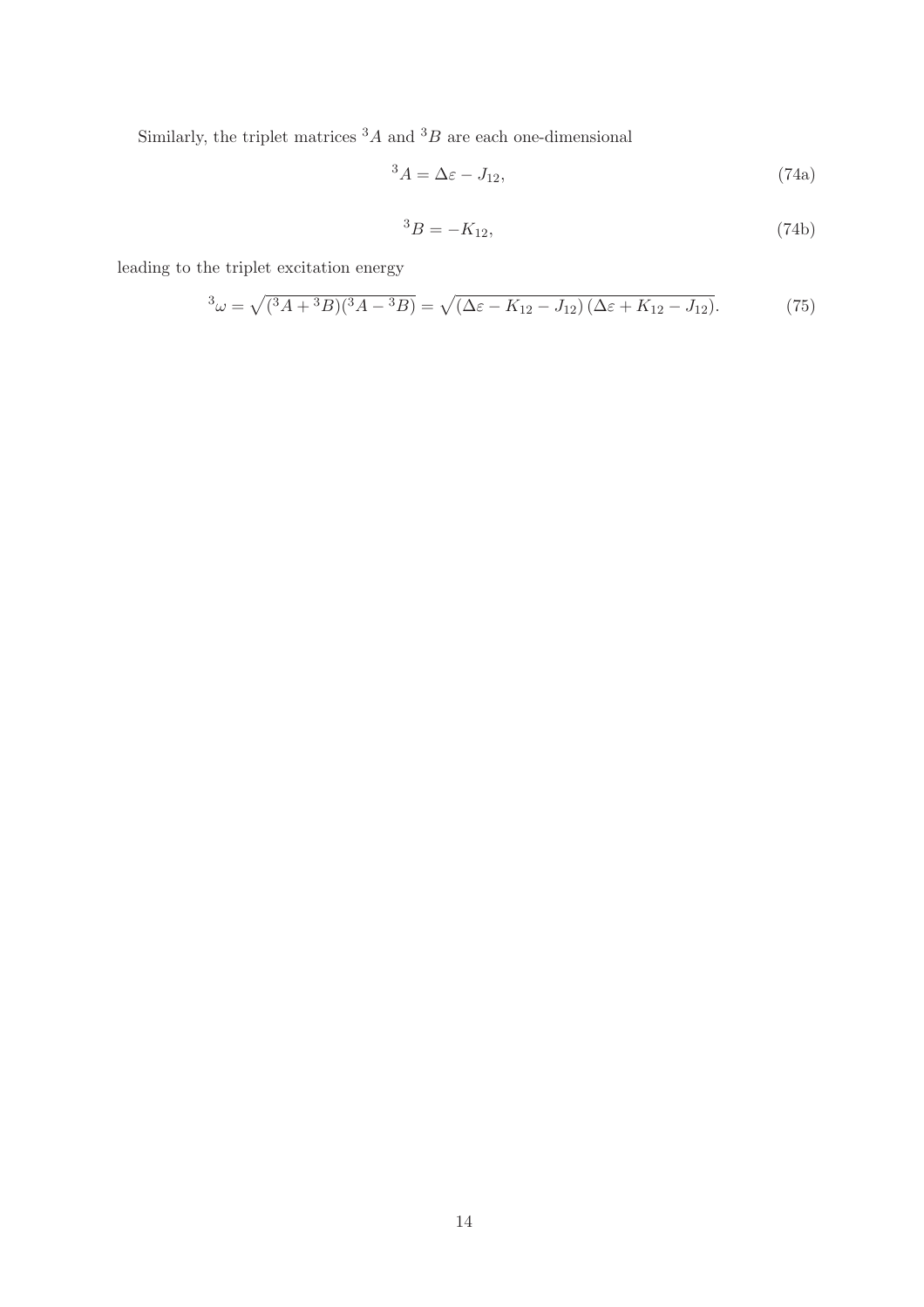Similarly, the triplet matrices ${}^3A$ and ${}^3B$ are each one-dimensional

$$ {}^3A = \Delta\varepsilon - J_{12}, \tag{74a} $$

$$ {}^3B = -K_{12}, \tag{74b} $$

leading to the triplet excitation energy

$$ {}^3\omega = \sqrt{({}^3A + {}^3B)({}^3A - {}^3B)} = \sqrt{(\Delta\varepsilon - K_{12} - J_{12})\,(\Delta\varepsilon + K_{12} - J_{12})}. \tag{75} $$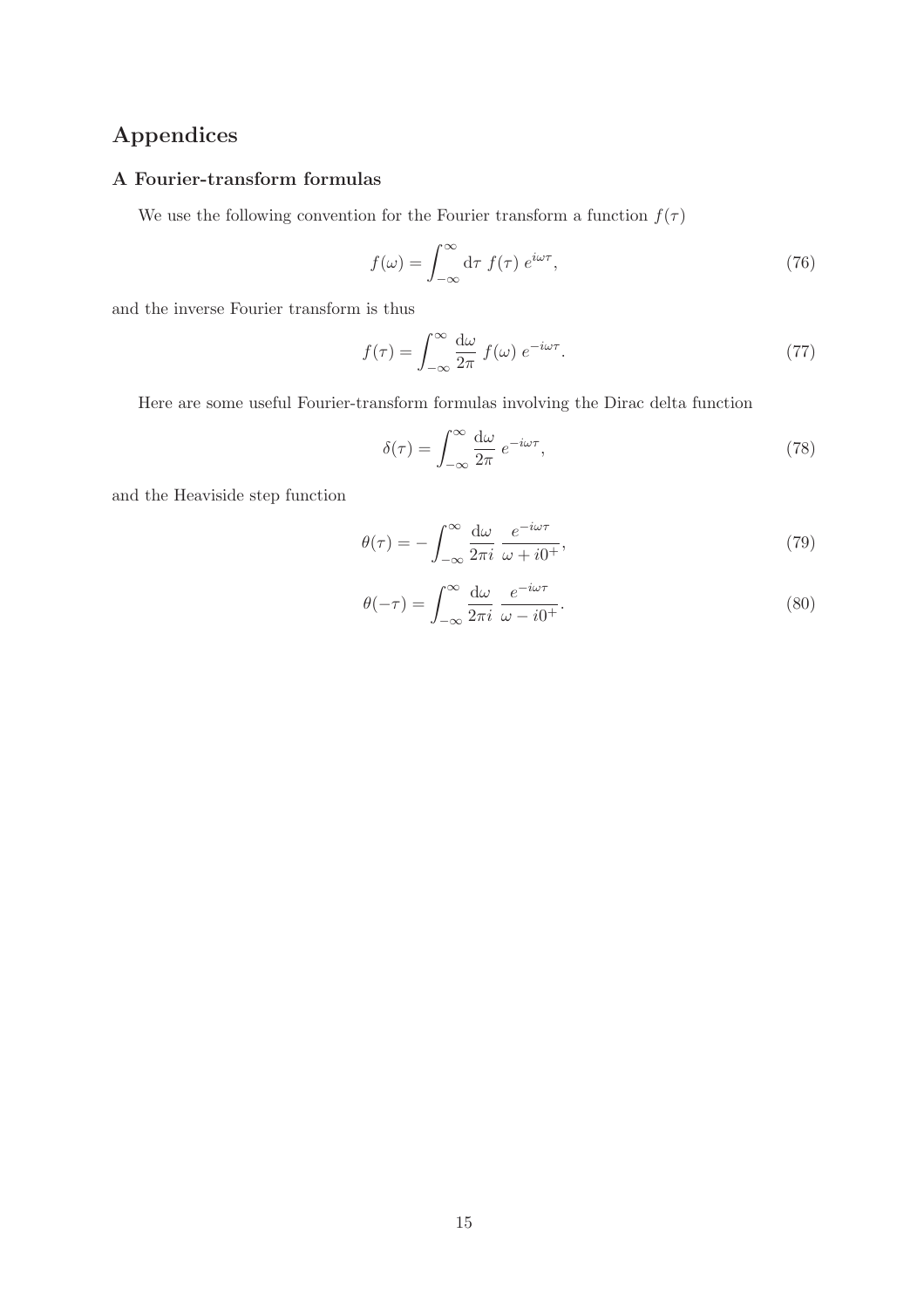# Appendices

## A Fourier-transform formulas

We use the following convention for the Fourier transform a function $f(\tau)$

$$f(\omega) = \int_{-\infty}^{\infty} \mathrm{d}\tau \; f(\tau) \, e^{i\omega\tau}, \tag{76}$$

and the inverse Fourier transform is thus

$$f(\tau) = \int_{-\infty}^{\infty} \frac{\mathrm{d}\omega}{2\pi} \; f(\omega) \, e^{-i\omega\tau}. \tag{77}$$

Here are some useful Fourier-transform formulas involving the Dirac delta function

$$\delta(\tau) = \int_{-\infty}^{\infty} \frac{\mathrm{d}\omega}{2\pi} \; e^{-i\omega\tau}, \tag{78}$$

and the Heaviside step function

$$\theta(\tau) = -\int_{-\infty}^{\infty} \frac{\mathrm{d}\omega}{2\pi i} \; \frac{e^{-i\omega\tau}}{\omega + i0^{+}}, \tag{79}$$

$$\theta(-\tau) = \int_{-\infty}^{\infty} \frac{\mathrm{d}\omega}{2\pi i} \; \frac{e^{-i\omega\tau}}{\omega - i0^{+}}. \tag{80}$$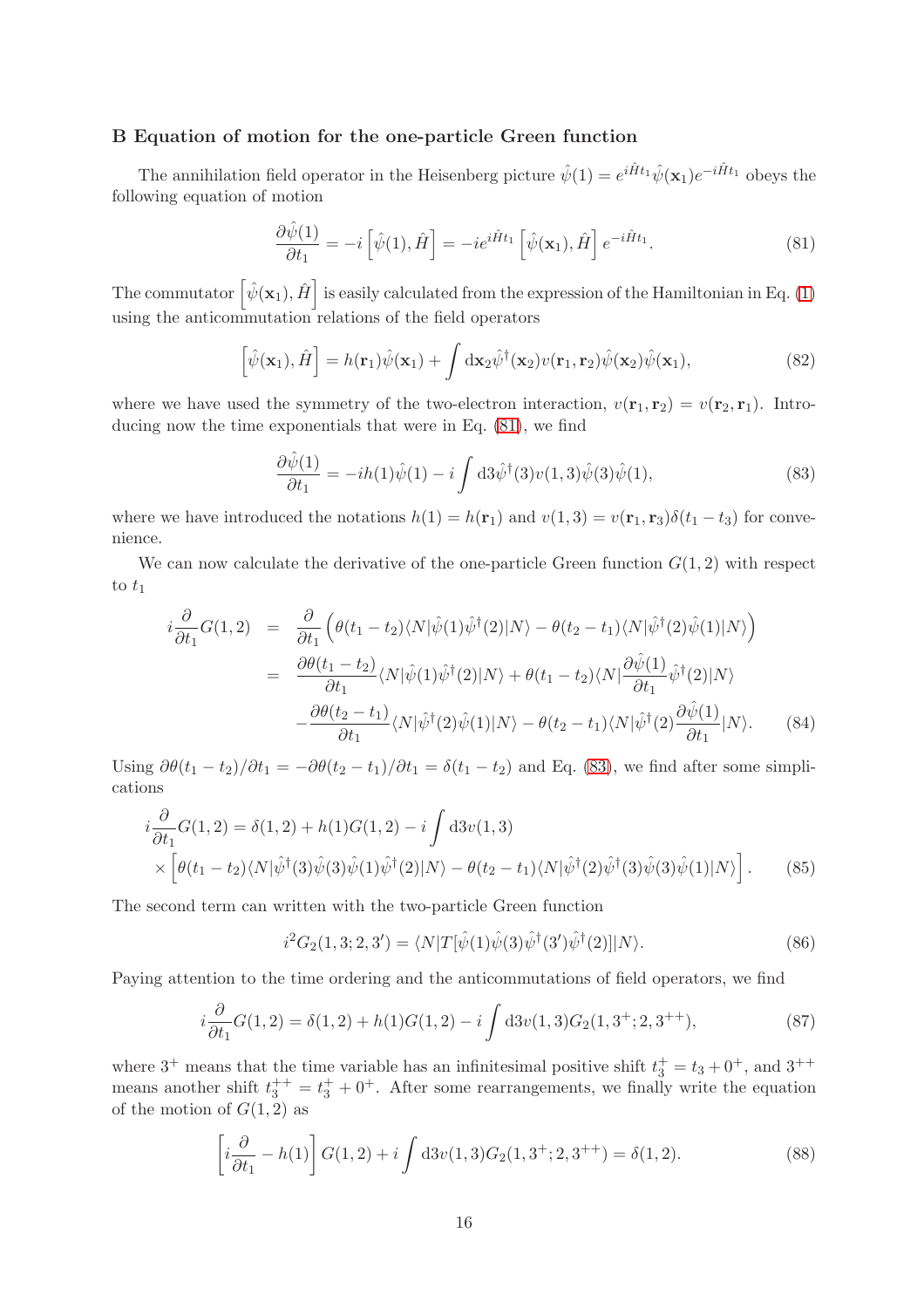## B Equation of motion for the one-particle Green function

The annihilation field operator in the Heisenberg picture $\hat{\psi}(1) = e^{i\hat{H}t_1}\hat{\psi}(\mathbf{x}_1)e^{-i\hat{H}t_1}$ obeys the following equation of motion

$$\frac{\partial \hat{\psi}(1)}{\partial t_1} = -i\left[\hat{\psi}(1), \hat{H}\right] = -ie^{i\hat{H}t_1}\left[\hat{\psi}(\mathbf{x}_1), \hat{H}\right]e^{-i\hat{H}t_1}. \tag{81}$$

The commutator $\left[\hat{\psi}(\mathbf{x}_1), \hat{H}\right]$ is easily calculated from the expression of the Hamiltonian in Eq. (1) using the anticommutation relations of the field operators

$$\left[\hat{\psi}(\mathbf{x}_1), \hat{H}\right] = h(\mathbf{r}_1)\hat{\psi}(\mathbf{x}_1) + \int \mathrm{d}\mathbf{x}_2 \hat{\psi}^\dagger(\mathbf{x}_2)v(\mathbf{r}_1, \mathbf{r}_2)\hat{\psi}(\mathbf{x}_2)\hat{\psi}(\mathbf{x}_1), \tag{82}$$

where we have used the symmetry of the two-electron interaction, $v(\mathbf{r}_1, \mathbf{r}_2) = v(\mathbf{r}_2, \mathbf{r}_1)$. Introducing now the time exponentials that were in Eq. (81), we find

$$\frac{\partial \hat{\psi}(1)}{\partial t_1} = -ih(1)\hat{\psi}(1) - i\int \mathrm{d}3 \hat{\psi}^\dagger(3)v(1,3)\hat{\psi}(3)\hat{\psi}(1), \tag{83}$$

where we have introduced the notations $h(1) = h(\mathbf{r}_1)$ and $v(1,3) = v(\mathbf{r}_1, \mathbf{r}_3)\delta(t_1 - t_3)$ for convenience.

We can now calculate the derivative of the one-particle Green function $G(1,2)$ with respect to $t_1$

$$\begin{aligned}
i\frac{\partial}{\partial t_1}G(1,2) &= \frac{\partial}{\partial t_1}\Big(\theta(t_1-t_2)\langle N|\hat{\psi}(1)\hat{\psi}^\dagger(2)|N\rangle - \theta(t_2-t_1)\langle N|\hat{\psi}^\dagger(2)\hat{\psi}(1)|N\rangle\Big) \\
&= \frac{\partial\theta(t_1-t_2)}{\partial t_1}\langle N|\hat{\psi}(1)\hat{\psi}^\dagger(2)|N\rangle + \theta(t_1-t_2)\langle N|\frac{\partial\hat{\psi}(1)}{\partial t_1}\hat{\psi}^\dagger(2)|N\rangle \\
&\quad -\frac{\partial\theta(t_2-t_1)}{\partial t_1}\langle N|\hat{\psi}^\dagger(2)\hat{\psi}(1)|N\rangle - \theta(t_2-t_1)\langle N|\hat{\psi}^\dagger(2)\frac{\partial\hat{\psi}(1)}{\partial t_1}|N\rangle.
\end{aligned} \tag{84}$$

Using $\partial\theta(t_1-t_2)/\partial t_1 = -\partial\theta(t_2-t_1)/\partial t_1 = \delta(t_1-t_2)$ and Eq. (83), we find after some simplications

$$\begin{aligned}
i\frac{\partial}{\partial t_1}G(1,2) &= \delta(1,2) + h(1)G(1,2) - i\int \mathrm{d}3 v(1,3) \\
&\times\Big[\theta(t_1-t_2)\langle N|\hat{\psi}^\dagger(3)\hat{\psi}(3)\hat{\psi}(1)\hat{\psi}^\dagger(2)|N\rangle - \theta(t_2-t_1)\langle N|\hat{\psi}^\dagger(2)\hat{\psi}^\dagger(3)\hat{\psi}(3)\hat{\psi}(1)|N\rangle\Big].
\end{aligned} \tag{85}$$

The second term can written with the two-particle Green function

$$i^2 G_2(1,3;2,3') = \langle N|T[\hat{\psi}(1)\hat{\psi}(3)\hat{\psi}^\dagger(3')\hat{\psi}^\dagger(2)]|N\rangle. \tag{86}$$

Paying attention to the time ordering and the anticommutations of field operators, we find

$$i\frac{\partial}{\partial t_1}G(1,2) = \delta(1,2) + h(1)G(1,2) - i\int \mathrm{d}3 v(1,3)G_2(1,3^+;2,3^{++}), \tag{87}$$

where $3^+$ means that the time variable has an infinitesimal positive shift $t_3^+ = t_3 + 0^+$, and $3^{++}$ means another shift $t_3^{++} = t_3^+ + 0^+$. After some rearrangements, we finally write the equation of the motion of $G(1,2)$ as

$$\left[i\frac{\partial}{\partial t_1} - h(1)\right]G(1,2) + i\int \mathrm{d}3 v(1,3)G_2(1,3^+;2,3^{++}) = \delta(1,2). \tag{88}$$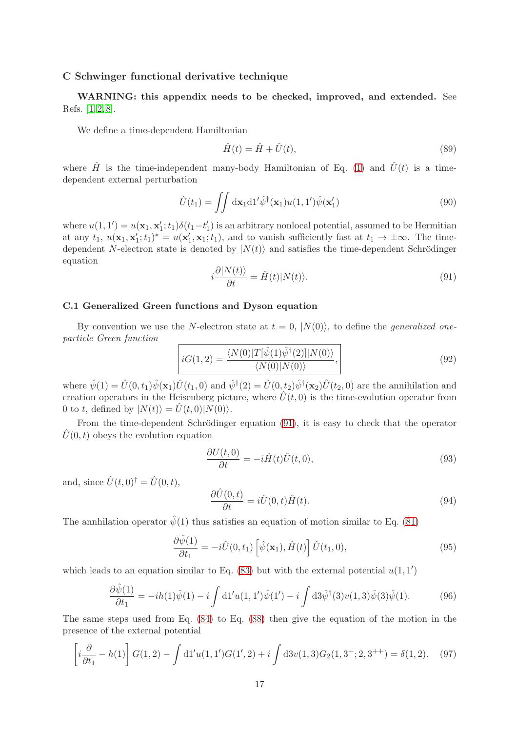## C Schwinger functional derivative technique

**WARNING: this appendix needs to be checked, improved, and extended.** See Refs. [1,2,8].

We define a time-dependent Hamiltonian

$$\hat{H}(t) = \hat{H} + \hat{U}(t), \tag{89}$$

where $\hat{H}$ is the time-independent many-body Hamiltonian of Eq. (1) and $\hat{U}(t)$ is a time-dependent external perturbation

$$\hat{U}(t_1) = \iint \mathrm{d}\mathbf{x}_1 \mathrm{d}1' \hat{\psi}^\dagger(\mathbf{x}_1) u(1,1') \hat{\psi}(\mathbf{x}_1') \tag{90}$$

where $u(1,1') = u(\mathbf{x}_1, \mathbf{x}_1'; t_1)\delta(t_1 - t_1')$ is an arbitrary nonlocal potential, assumed to be Hermitian at any $t_1$, $u(\mathbf{x}_1, \mathbf{x}_1'; t_1)^* = u(\mathbf{x}_1', \mathbf{x}_1; t_1)$, and to vanish sufficiently fast at $t_1 \to \pm\infty$. The time-dependent $N$-electron state is denoted by $|N(t)\rangle$ and satisfies the time-dependent Schrödinger equation

$$i\frac{\partial |N(t)\rangle}{\partial t} = \hat{H}(t)|N(t)\rangle. \tag{91}$$

### C.1 Generalized Green functions and Dyson equation

By convention we use the $N$-electron state at $t = 0$, $|N(0)\rangle$, to define the *generalized one-particle Green function*

$$\boxed{iG(1,2) = \frac{\langle N(0)|T[\hat{\psi}(1)\hat{\psi}^\dagger(2)]|N(0)\rangle}{\langle N(0)|N(0)\rangle},} \tag{92}$$

where $\hat{\psi}(1) = \hat{U}(0,t_1)\hat{\psi}(\mathbf{x}_1)\hat{U}(t_1,0)$ and $\hat{\psi}^\dagger(2) = \hat{U}(0,t_2)\hat{\psi}^\dagger(\mathbf{x}_2)\hat{U}(t_2,0)$ are the annihilation and creation operators in the Heisenberg picture, where $\hat{U}(t,0)$ is the time-evolution operator from 0 to $t$, defined by $|N(t)\rangle = \hat{U}(t,0)|N(0)\rangle$.

From the time-dependent Schrödinger equation (91), it is easy to check that the operator $\hat{U}(0,t)$ obeys the evolution equation

$$\frac{\partial U(t,0)}{\partial t} = -i\hat{H}(t)\hat{U}(t,0), \tag{93}$$

and, since $\hat{U}(t,0)^\dagger = \hat{U}(0,t)$,

$$\frac{\partial \hat{U}(0,t)}{\partial t} = i\hat{U}(0,t)\hat{H}(t). \tag{94}$$

The annihilation operator $\hat{\psi}(1)$ thus satisfies an equation of motion similar to Eq. (81)

$$\frac{\partial \hat{\psi}(1)}{\partial t_1} = -i\hat{U}(0,t_1)\left[\hat{\psi}(\mathbf{x}_1), \hat{H}(t)\right]\hat{U}(t_1,0), \tag{95}$$

which leads to an equation similar to Eq. (83) but with the external potential $u(1,1')$

$$\frac{\partial \hat{\psi}(1)}{\partial t_1} = -ih(1)\hat{\psi}(1) - i\int \mathrm{d}1' u(1,1')\hat{\psi}(1') - i\int \mathrm{d}3 \hat{\psi}^\dagger(3)v(1,3)\hat{\psi}(3)\hat{\psi}(1). \tag{96}$$

The same steps used from Eq. (84) to Eq. (88) then give the equation of the motion in the presence of the external potential

$$\left[i\frac{\partial}{\partial t_1} - h(1)\right]G(1,2) - \int \mathrm{d}1' u(1,1')G(1',2) + i\int \mathrm{d}3 v(1,3)G_2(1,3^+;2,3^{++}) = \delta(1,2). \tag{97}$$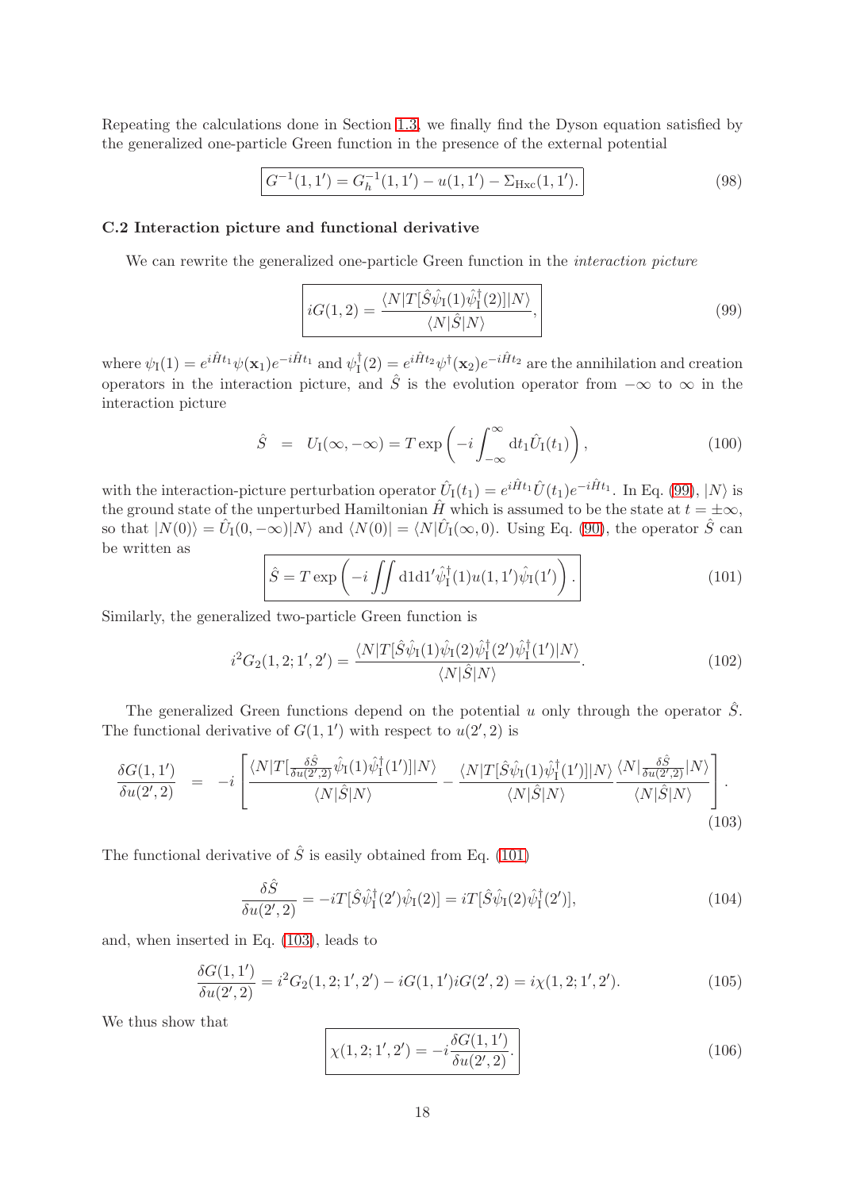Repeating the calculations done in Section 1.3, we finally find the Dyson equation satisfied by the generalized one-particle Green function in the presence of the external potential

$$\boxed{G^{-1}(1,1') = G_h^{-1}(1,1') - u(1,1') - \Sigma_{\text{Hxc}}(1,1').} \tag{98}$$

### C.2 Interaction picture and functional derivative

We can rewrite the generalized one-particle Green function in the *interaction picture*

$$\boxed{iG(1,2) = \frac{\langle N|T[\hat{S}\hat{\psi}_{\text{I}}(1)\hat{\psi}_{\text{I}}^{\dagger}(2)]|N\rangle}{\langle N|\hat{S}|N\rangle},} \tag{99}$$

where $\psi_{\text{I}}(1) = e^{i\hat{H}t_1}\psi(\mathbf{x}_1)e^{-i\hat{H}t_1}$ and $\psi_{\text{I}}^{\dagger}(2) = e^{i\hat{H}t_2}\psi^{\dagger}(\mathbf{x}_2)e^{-i\hat{H}t_2}$ are the annihilation and creation operators in the interaction picture, and $\hat{S}$ is the evolution operator from $-\infty$ to $\infty$ in the interaction picture

$$\hat{S} \;\; = \;\; U_{\text{I}}(\infty,-\infty) = T\exp\left(-i\int_{-\infty}^{\infty}\mathrm{d}t_1\hat{U}_{\text{I}}(t_1)\right), \tag{100}$$

with the interaction-picture perturbation operator $\hat{U}_{\text{I}}(t_1) = e^{i\hat{H}t_1}\hat{U}(t_1)e^{-i\hat{H}t_1}$. In Eq. (99), $|N\rangle$ is the ground state of the unperturbed Hamiltonian $\hat{H}$ which is assumed to be the state at $t = \pm\infty$, so that $|N(0)\rangle = \hat{U}_{\text{I}}(0,-\infty)|N\rangle$ and $\langle N(0)| = \langle N|\hat{U}_{\text{I}}(\infty,0)$. Using Eq. (90), the operator $\hat{S}$ can be written as

$$\boxed{\hat{S} = T\exp\left(-i\iint \mathrm{d}1\mathrm{d}1'\hat{\psi}_{\text{I}}^{\dagger}(1)u(1,1')\hat{\psi}_{\text{I}}(1')\right).} \tag{101}$$

Similarly, the generalized two-particle Green function is

$$i^2G_2(1,2;1',2') = \frac{\langle N|T[\hat{S}\hat{\psi}_{\text{I}}(1)\hat{\psi}_{\text{I}}(2)\hat{\psi}_{\text{I}}^{\dagger}(2')\hat{\psi}_{\text{I}}^{\dagger}(1')|N\rangle}{\langle N|\hat{S}|N\rangle}. \tag{102}$$

The generalized Green functions depend on the potential $u$ only through the operator $\hat{S}$. The functional derivative of $G(1,1')$ with respect to $u(2',2)$ is

$$\frac{\delta G(1,1')}{\delta u(2',2)} \;\; = \;\; -i\left[\frac{\langle N|T[\frac{\delta\hat{S}}{\delta u(2',2)}\hat{\psi}_{\text{I}}(1)\hat{\psi}_{\text{I}}^{\dagger}(1')]|N\rangle}{\langle N|\hat{S}|N\rangle} - \frac{\langle N|T[\hat{S}\hat{\psi}_{\text{I}}(1)\hat{\psi}_{\text{I}}^{\dagger}(1')]|N\rangle}{\langle N|\hat{S}|N\rangle}\frac{\langle N|\frac{\delta\hat{S}}{\delta u(2',2)}|N\rangle}{\langle N|\hat{S}|N\rangle}\right]. \tag{103}$$

The functional derivative of $\hat{S}$ is easily obtained from Eq. (101)

$$\frac{\delta\hat{S}}{\delta u(2',2)} = -iT[\hat{S}\hat{\psi}_{\text{I}}^{\dagger}(2')\hat{\psi}_{\text{I}}(2)] = iT[\hat{S}\hat{\psi}_{\text{I}}(2)\hat{\psi}_{\text{I}}^{\dagger}(2')], \tag{104}$$

and, when inserted in Eq. (103), leads to

$$\frac{\delta G(1,1')}{\delta u(2',2)} = i^2G_2(1,2;1',2') - iG(1,1')iG(2',2) = i\chi(1,2;1',2'). \tag{105}$$

We thus show that

$$\boxed{\chi(1,2;1',2') = -i\frac{\delta G(1,1')}{\delta u(2',2)}.} \tag{106}$$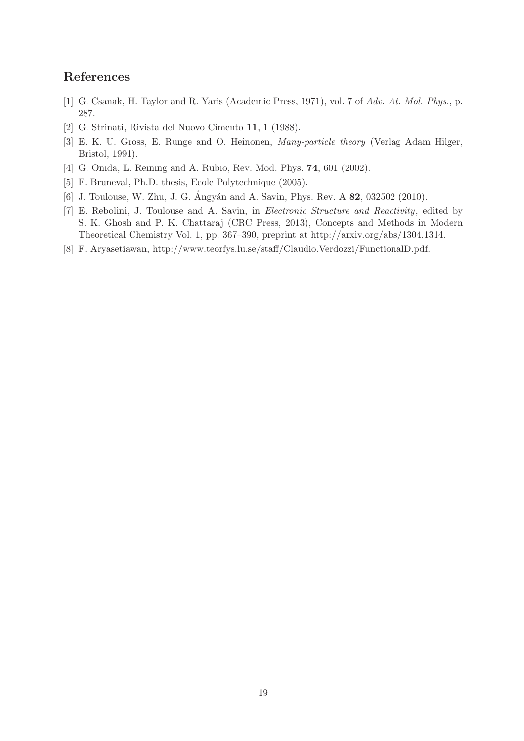## References

[1] G. Csanak, H. Taylor and R. Yaris (Academic Press, 1971), vol. 7 of *Adv. At. Mol. Phys.*, p. 287.

[2] G. Strinati, Rivista del Nuovo Cimento **11**, 1 (1988).

[3] E. K. U. Gross, E. Runge and O. Heinonen, *Many-particle theory* (Verlag Adam Hilger, Bristol, 1991).

[4] G. Onida, L. Reining and A. Rubio, Rev. Mod. Phys. **74**, 601 (2002).

[5] F. Bruneval, Ph.D. thesis, Ecole Polytechnique (2005).

[6] J. Toulouse, W. Zhu, J. G. Ángyán and A. Savin, Phys. Rev. A **82**, 032502 (2010).

[7] E. Rebolini, J. Toulouse and A. Savin, in *Electronic Structure and Reactivity*, edited by S. K. Ghosh and P. K. Chattaraj (CRC Press, 2013), Concepts and Methods in Modern Theoretical Chemistry Vol. 1, pp. 367–390, preprint at http://arxiv.org/abs/1304.1314.

[8] F. Aryasetiawan, http://www.teorfys.lu.se/staff/Claudio.Verdozzi/FunctionalD.pdf.